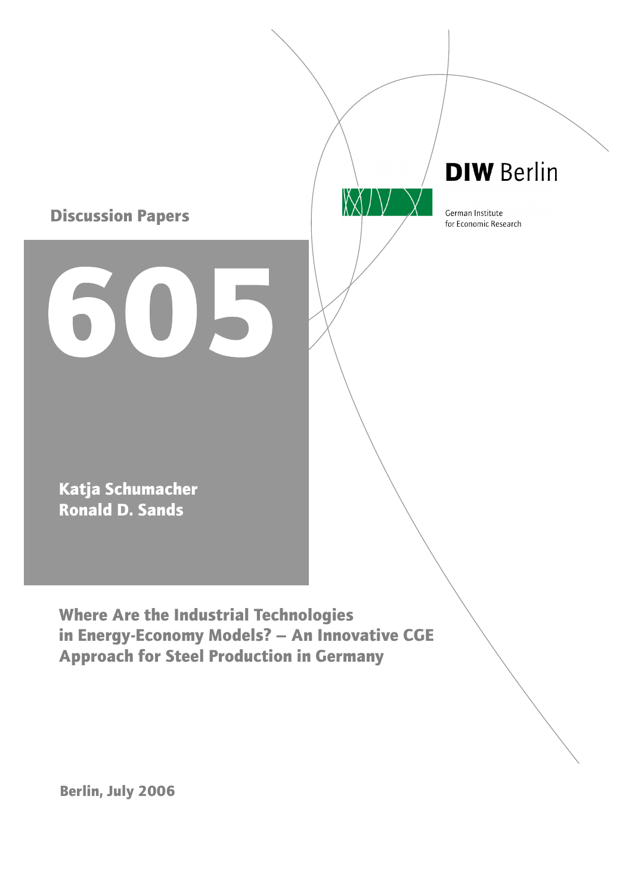DIW Berlin

German Institute for Economic Research

**Discussion Papers**

# 605

**Katja Schumacher**
**Ronald D. Sands**

## Where Are the Industrial Technologies in Energy-Economy Models? – An Innovative CGE Approach for Steel Production in Germany

**Berlin, July 2006**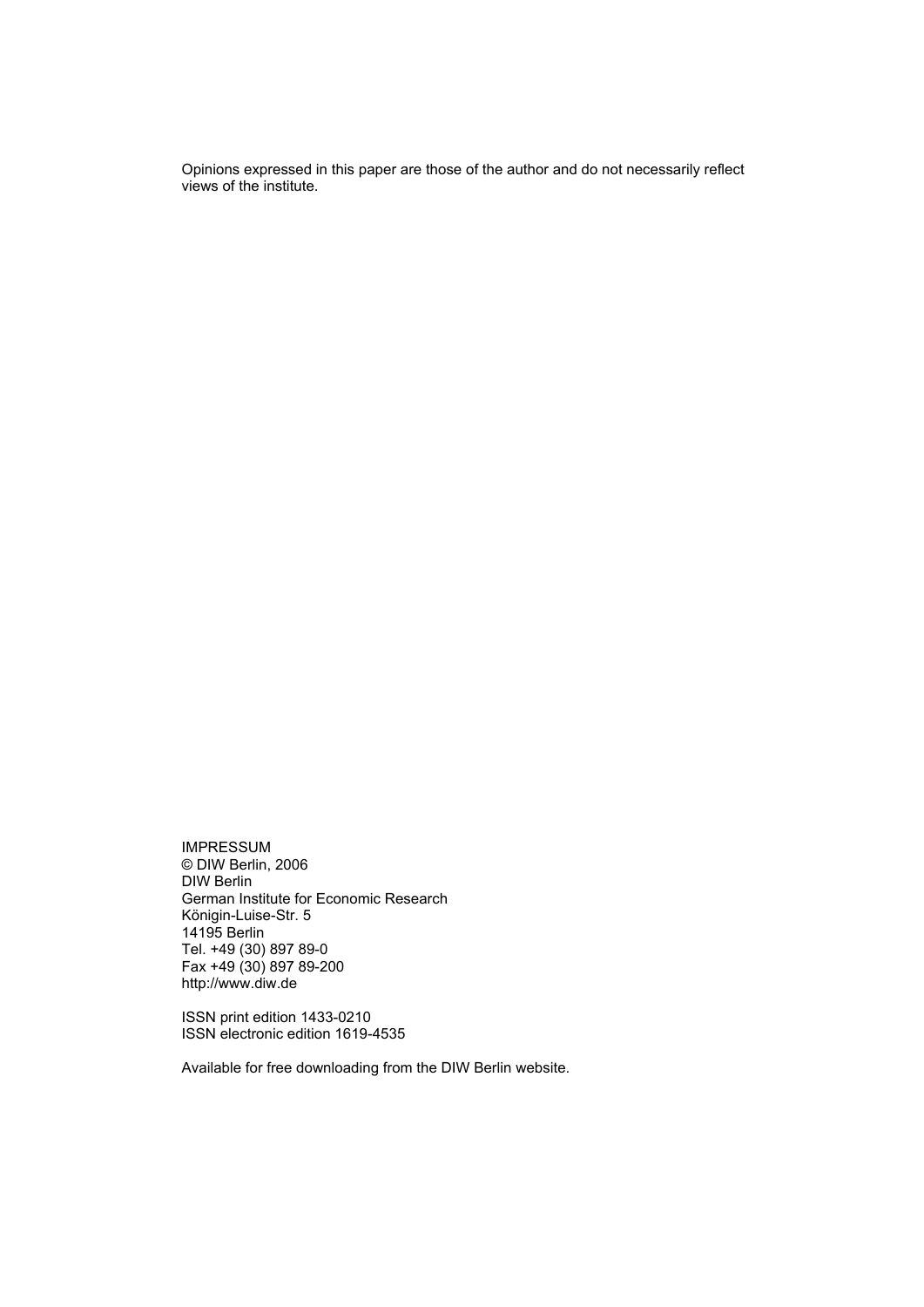Opinions expressed in this paper are those of the author and do not necessarily reflect views of the institute.

IMPRESSUM
© DIW Berlin, 2006
DIW Berlin
German Institute for Economic Research
Königin-Luise-Str. 5
14195 Berlin
Tel. +49 (30) 897 89-0
Fax +49 (30) 897 89-200
http://www.diw.de

ISSN print edition 1433-0210
ISSN electronic edition 1619-4535

Available for free downloading from the DIW Berlin website.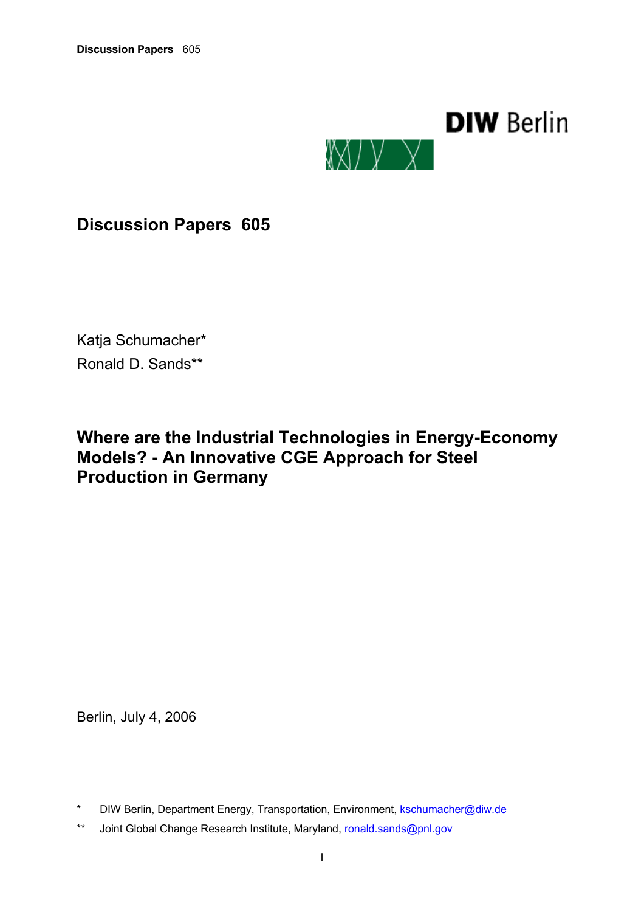# Discussion Papers 605

Katja Schumacher*

Ronald D. Sands**

## Where are the Industrial Technologies in Energy-Economy Models? - An Innovative CGE Approach for Steel Production in Germany

Berlin, July 4, 2006

\* DIW Berlin, Department Energy, Transportation, Environment, kschumacher@diw.de

\*\* Joint Global Change Research Institute, Maryland, ronald.sands@pnl.gov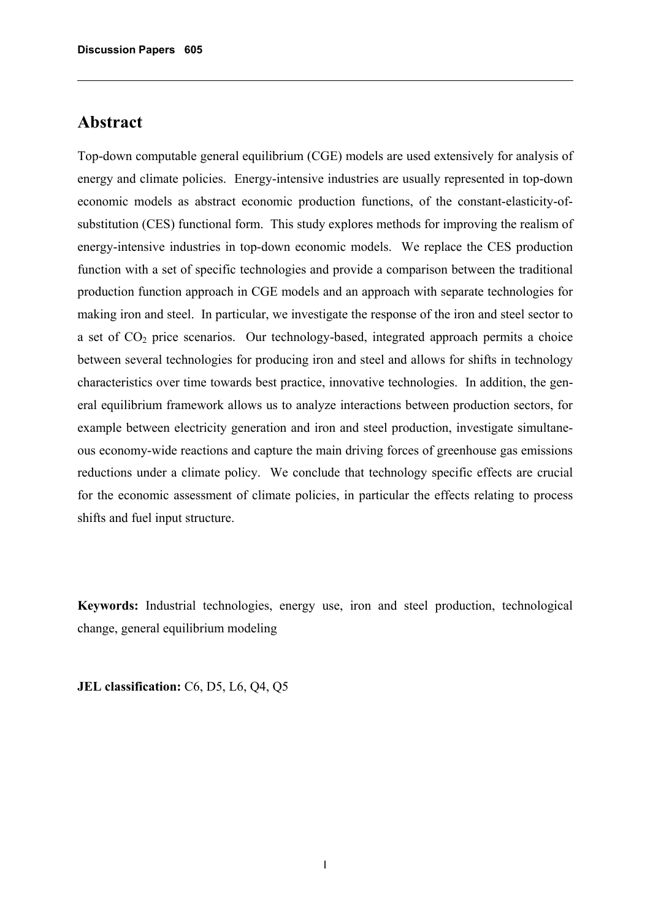## Abstract

Top-down computable general equilibrium (CGE) models are used extensively for analysis of energy and climate policies. Energy-intensive industries are usually represented in top-down economic models as abstract economic production functions, of the constant-elasticity-of-substitution (CES) functional form. This study explores methods for improving the realism of energy-intensive industries in top-down economic models. We replace the CES production function with a set of specific technologies and provide a comparison between the traditional production function approach in CGE models and an approach with separate technologies for making iron and steel. In particular, we investigate the response of the iron and steel sector to a set of $CO_2$ price scenarios. Our technology-based, integrated approach permits a choice between several technologies for producing iron and steel and allows for shifts in technology characteristics over time towards best practice, innovative technologies. In addition, the general equilibrium framework allows us to analyze interactions between production sectors, for example between electricity generation and iron and steel production, investigate simultaneous economy-wide reactions and capture the main driving forces of greenhouse gas emissions reductions under a climate policy. We conclude that technology specific effects are crucial for the economic assessment of climate policies, in particular the effects relating to process shifts and fuel input structure.

**Keywords:** Industrial technologies, energy use, iron and steel production, technological change, general equilibrium modeling

**JEL classification:** C6, D5, L6, Q4, Q5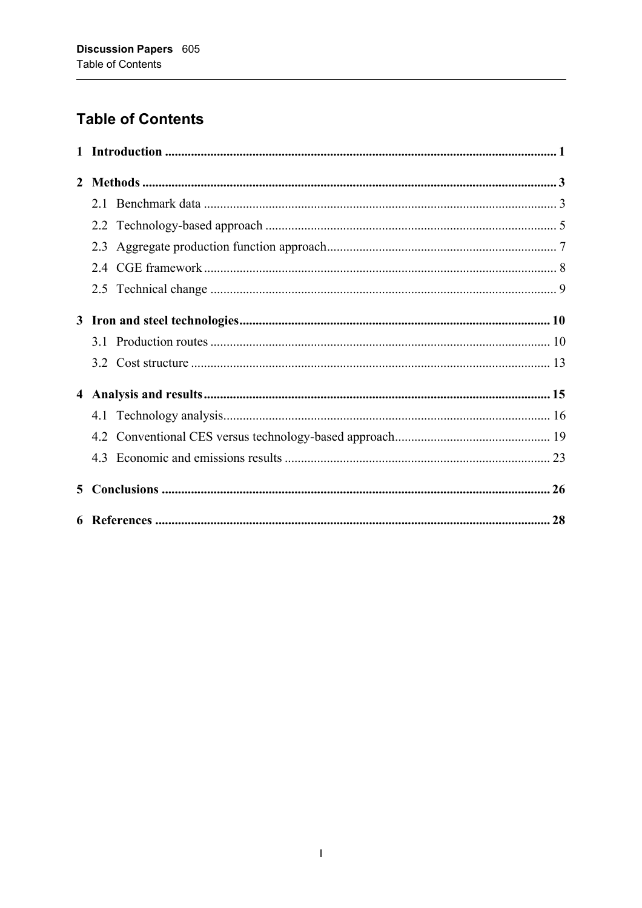# Table of Contents

**1 Introduction** ........................................................................................................................ **1**

**2 Methods** ................................................................................................................................ **3**

2.1 Benchmark data ........................................................................................................... 3

2.2 Technology-based approach ......................................................................................... 5

2.3 Aggregate production function approach...................................................................... 7

2.4 CGE framework ............................................................................................................ 8

2.5 Technical change .......................................................................................................... 9

**3 Iron and steel technologies**............................................................................................... **10**

3.1 Production routes ........................................................................................................ 10

3.2 Cost structure .............................................................................................................. 13

**4 Analysis and results**.......................................................................................................... **15**

4.1 Technology analysis.................................................................................................... 16

4.2 Conventional CES versus technology-based approach................................................ 19

4.3 Economic and emissions results ................................................................................. 23

**5 Conclusions** ....................................................................................................................... **26**

**6 References** ......................................................................................................................... **28**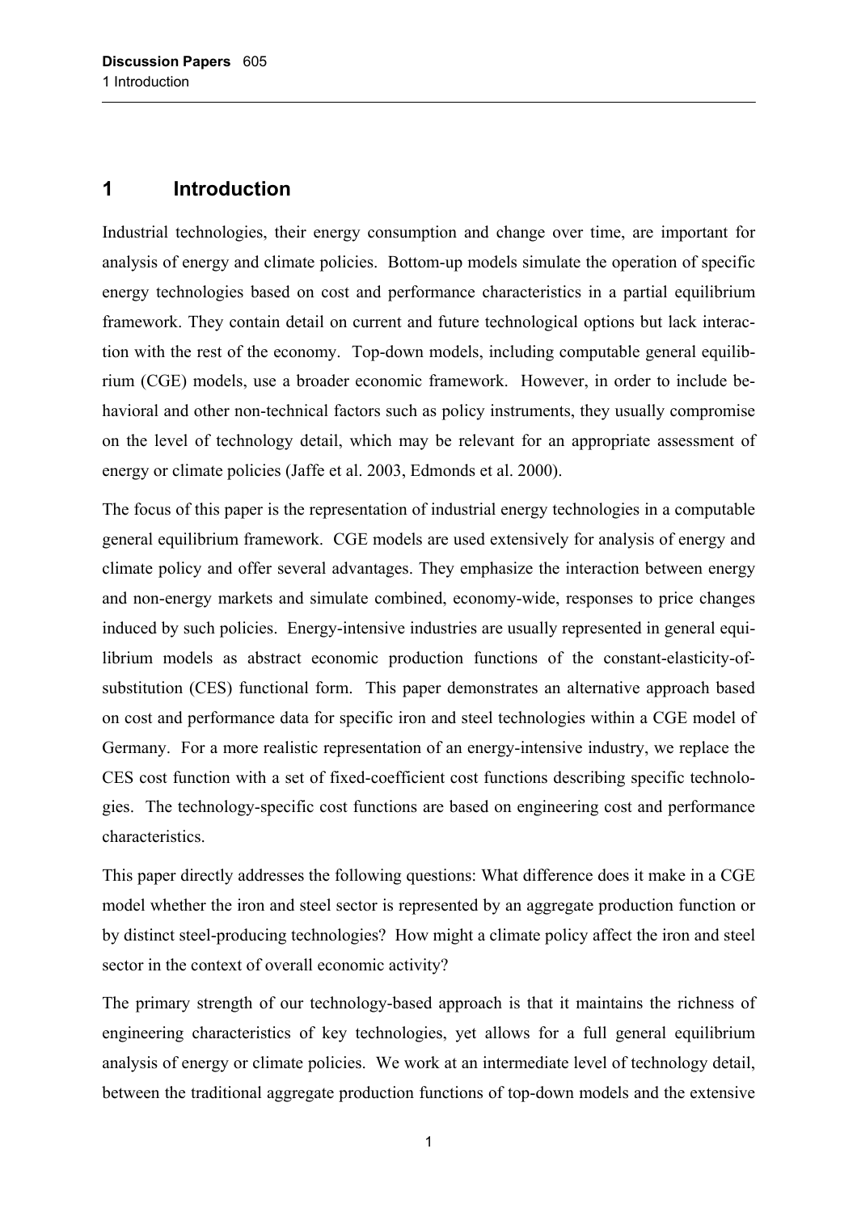# 1 Introduction

Industrial technologies, their energy consumption and change over time, are important for analysis of energy and climate policies. Bottom-up models simulate the operation of specific energy technologies based on cost and performance characteristics in a partial equilibrium framework. They contain detail on current and future technological options but lack interaction with the rest of the economy. Top-down models, including computable general equilibrium (CGE) models, use a broader economic framework. However, in order to include behavioral and other non-technical factors such as policy instruments, they usually compromise on the level of technology detail, which may be relevant for an appropriate assessment of energy or climate policies (Jaffe et al. 2003, Edmonds et al. 2000).

The focus of this paper is the representation of industrial energy technologies in a computable general equilibrium framework. CGE models are used extensively for analysis of energy and climate policy and offer several advantages. They emphasize the interaction between energy and non-energy markets and simulate combined, economy-wide, responses to price changes induced by such policies. Energy-intensive industries are usually represented in general equilibrium models as abstract economic production functions of the constant-elasticity-of-substitution (CES) functional form. This paper demonstrates an alternative approach based on cost and performance data for specific iron and steel technologies within a CGE model of Germany. For a more realistic representation of an energy-intensive industry, we replace the CES cost function with a set of fixed-coefficient cost functions describing specific technologies. The technology-specific cost functions are based on engineering cost and performance characteristics.

This paper directly addresses the following questions: What difference does it make in a CGE model whether the iron and steel sector is represented by an aggregate production function or by distinct steel-producing technologies? How might a climate policy affect the iron and steel sector in the context of overall economic activity?

The primary strength of our technology-based approach is that it maintains the richness of engineering characteristics of key technologies, yet allows for a full general equilibrium analysis of energy or climate policies. We work at an intermediate level of technology detail, between the traditional aggregate production functions of top-down models and the extensive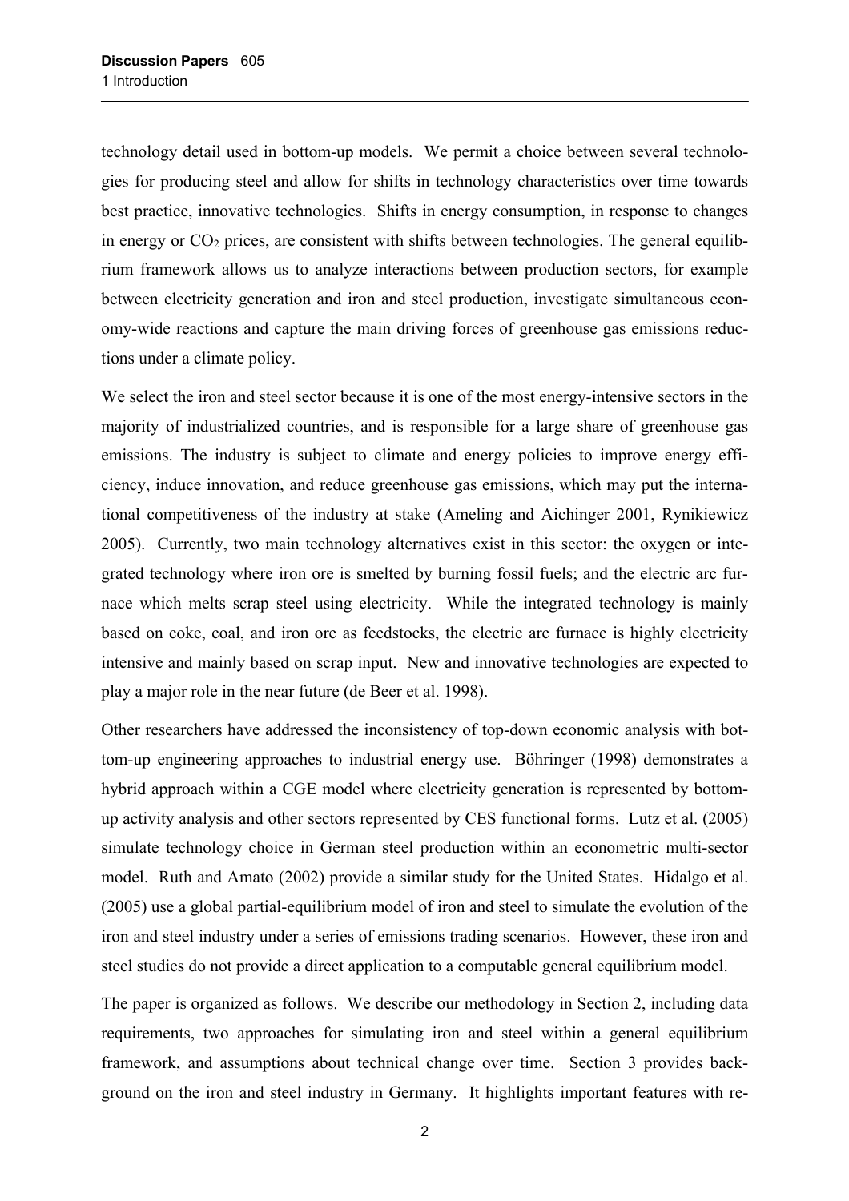technology detail used in bottom-up models. We permit a choice between several technologies for producing steel and allow for shifts in technology characteristics over time towards best practice, innovative technologies. Shifts in energy consumption, in response to changes in energy or $CO_2$ prices, are consistent with shifts between technologies. The general equilibrium framework allows us to analyze interactions between production sectors, for example between electricity generation and iron and steel production, investigate simultaneous economy-wide reactions and capture the main driving forces of greenhouse gas emissions reductions under a climate policy.

We select the iron and steel sector because it is one of the most energy-intensive sectors in the majority of industrialized countries, and is responsible for a large share of greenhouse gas emissions. The industry is subject to climate and energy policies to improve energy efficiency, induce innovation, and reduce greenhouse gas emissions, which may put the international competitiveness of the industry at stake (Ameling and Aichinger 2001, Rynikiewicz 2005). Currently, two main technology alternatives exist in this sector: the oxygen or integrated technology where iron ore is smelted by burning fossil fuels; and the electric arc furnace which melts scrap steel using electricity. While the integrated technology is mainly based on coke, coal, and iron ore as feedstocks, the electric arc furnace is highly electricity intensive and mainly based on scrap input. New and innovative technologies are expected to play a major role in the near future (de Beer et al. 1998).

Other researchers have addressed the inconsistency of top-down economic analysis with bottom-up engineering approaches to industrial energy use. Böhringer (1998) demonstrates a hybrid approach within a CGE model where electricity generation is represented by bottom-up activity analysis and other sectors represented by CES functional forms. Lutz et al. (2005) simulate technology choice in German steel production within an econometric multi-sector model. Ruth and Amato (2002) provide a similar study for the United States. Hidalgo et al. (2005) use a global partial-equilibrium model of iron and steel to simulate the evolution of the iron and steel industry under a series of emissions trading scenarios. However, these iron and steel studies do not provide a direct application to a computable general equilibrium model.

The paper is organized as follows. We describe our methodology in Section 2, including data requirements, two approaches for simulating iron and steel within a general equilibrium framework, and assumptions about technical change over time. Section 3 provides background on the iron and steel industry in Germany. It highlights important features with re-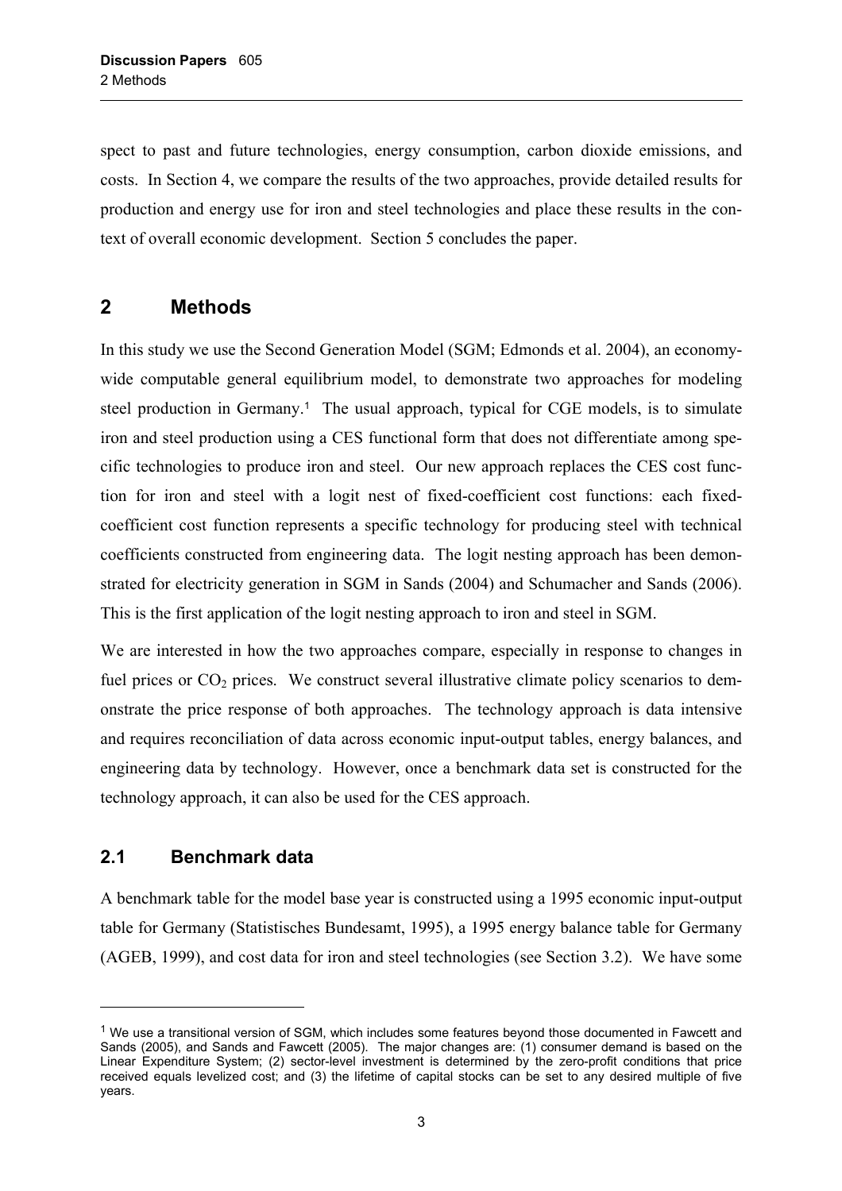spect to past and future technologies, energy consumption, carbon dioxide emissions, and costs. In Section 4, we compare the results of the two approaches, provide detailed results for production and energy use for iron and steel technologies and place these results in the context of overall economic development. Section 5 concludes the paper.

## 2 Methods

In this study we use the Second Generation Model (SGM; Edmonds et al. 2004), an economy-wide computable general equilibrium model, to demonstrate two approaches for modeling steel production in Germany.[1] The usual approach, typical for CGE models, is to simulate iron and steel production using a CES functional form that does not differentiate among specific technologies to produce iron and steel. Our new approach replaces the CES cost function for iron and steel with a logit nest of fixed-coefficient cost functions: each fixed-coefficient cost function represents a specific technology for producing steel with technical coefficients constructed from engineering data. The logit nesting approach has been demonstrated for electricity generation in SGM in Sands (2004) and Schumacher and Sands (2006). This is the first application of the logit nesting approach to iron and steel in SGM.

We are interested in how the two approaches compare, especially in response to changes in fuel prices or $CO_2$ prices. We construct several illustrative climate policy scenarios to demonstrate the price response of both approaches. The technology approach is data intensive and requires reconciliation of data across economic input-output tables, energy balances, and engineering data by technology. However, once a benchmark data set is constructed for the technology approach, it can also be used for the CES approach.

### 2.1 Benchmark data

A benchmark table for the model base year is constructed using a 1995 economic input-output table for Germany (Statistisches Bundesamt, 1995), a 1995 energy balance table for Germany (AGEB, 1999), and cost data for iron and steel technologies (see Section 3.2). We have some

---

[1] We use a transitional version of SGM, which includes some features beyond those documented in Fawcett and Sands (2005), and Sands and Fawcett (2005). The major changes are: (1) consumer demand is based on the Linear Expenditure System; (2) sector-level investment is determined by the zero-profit conditions that price received equals levelized cost; and (3) the lifetime of capital stocks can be set to any desired multiple of five years.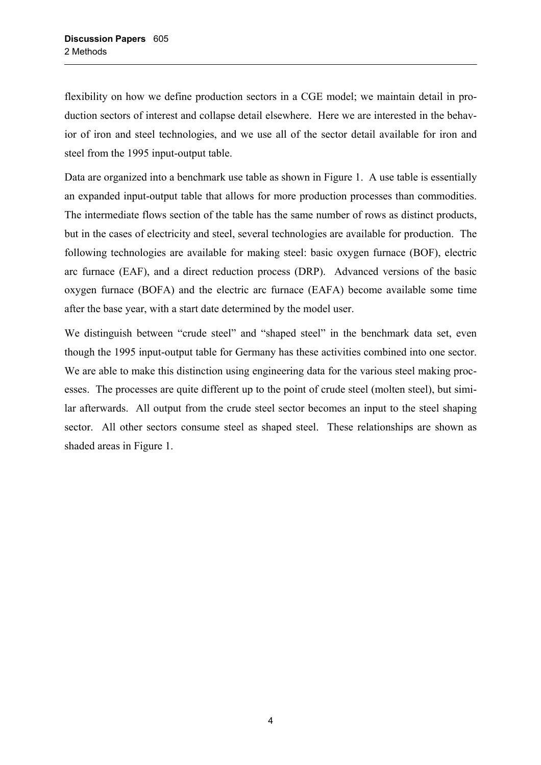flexibility on how we define production sectors in a CGE model; we maintain detail in production sectors of interest and collapse detail elsewhere. Here we are interested in the behavior of iron and steel technologies, and we use all of the sector detail available for iron and steel from the 1995 input-output table.

Data are organized into a benchmark use table as shown in Figure 1. A use table is essentially an expanded input-output table that allows for more production processes than commodities. The intermediate flows section of the table has the same number of rows as distinct products, but in the cases of electricity and steel, several technologies are available for production. The following technologies are available for making steel: basic oxygen furnace (BOF), electric arc furnace (EAF), and a direct reduction process (DRP). Advanced versions of the basic oxygen furnace (BOFA) and the electric arc furnace (EAFA) become available some time after the base year, with a start date determined by the model user.

We distinguish between "crude steel" and "shaped steel" in the benchmark data set, even though the 1995 input-output table for Germany has these activities combined into one sector. We are able to make this distinction using engineering data for the various steel making processes. The processes are quite different up to the point of crude steel (molten steel), but similar afterwards. All output from the crude steel sector becomes an input to the steel shaping sector. All other sectors consume steel as shaped steel. These relationships are shown as shaded areas in Figure 1.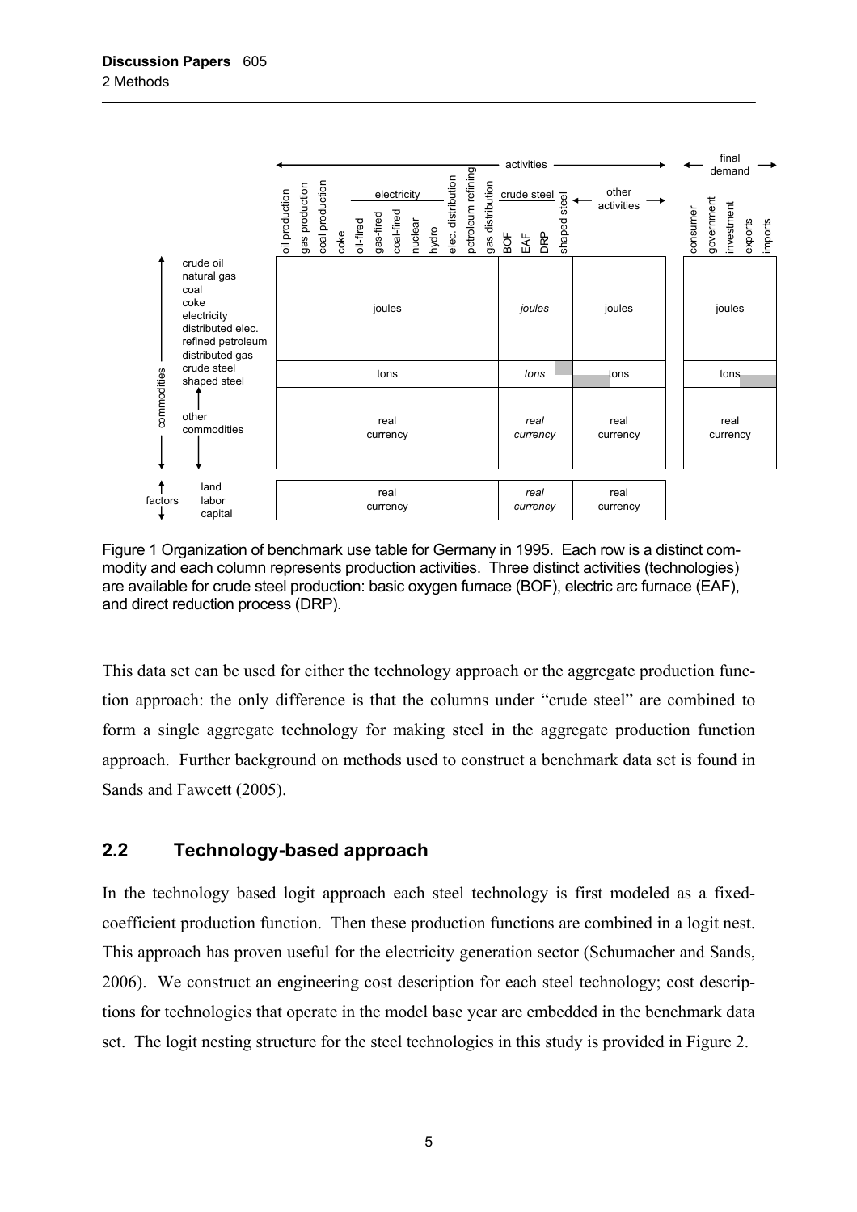| | | Activities: oil production, gas production, coal production, coke, electricity (oil-fired, gas-fired, coal-fired, nuclear, hydro), elec. distribution, petroleum refining, gas distribution | Activities: crude steel (BOF, EAF, DRP), shaped steel | Activities: other activities | Final demand: consumer, government, investment, exports, imports |
|---|---|---|---|---|---|
| commodities | crude oil, natural gas, coal, coke, electricity, distributed elec., refined petroleum, distributed gas | joules | *joules* | joules | joules |
| | crude steel, shaped steel | tons | *tons* | tons | tons |
| | other commodities | real currency | *real currency* | real currency | real currency |
| factors | land, labor, capital | real currency | *real currency* | real currency | |

Figure 1 Organization of benchmark use table for Germany in 1995. Each row is a distinct commodity and each column represents production activities. Three distinct activities (technologies) are available for crude steel production: basic oxygen furnace (BOF), electric arc furnace (EAF), and direct reduction process (DRP).

This data set can be used for either the technology approach or the aggregate production function approach: the only difference is that the columns under "crude steel" are combined to form a single aggregate technology for making steel in the aggregate production function approach. Further background on methods used to construct a benchmark data set is found in Sands and Fawcett (2005).

## 2.2 Technology-based approach

In the technology based logit approach each steel technology is first modeled as a fixed-coefficient production function. Then these production functions are combined in a logit nest. This approach has proven useful for the electricity generation sector (Schumacher and Sands, 2006). We construct an engineering cost description for each steel technology; cost descriptions for technologies that operate in the model base year are embedded in the benchmark data set. The logit nesting structure for the steel technologies in this study is provided in Figure 2.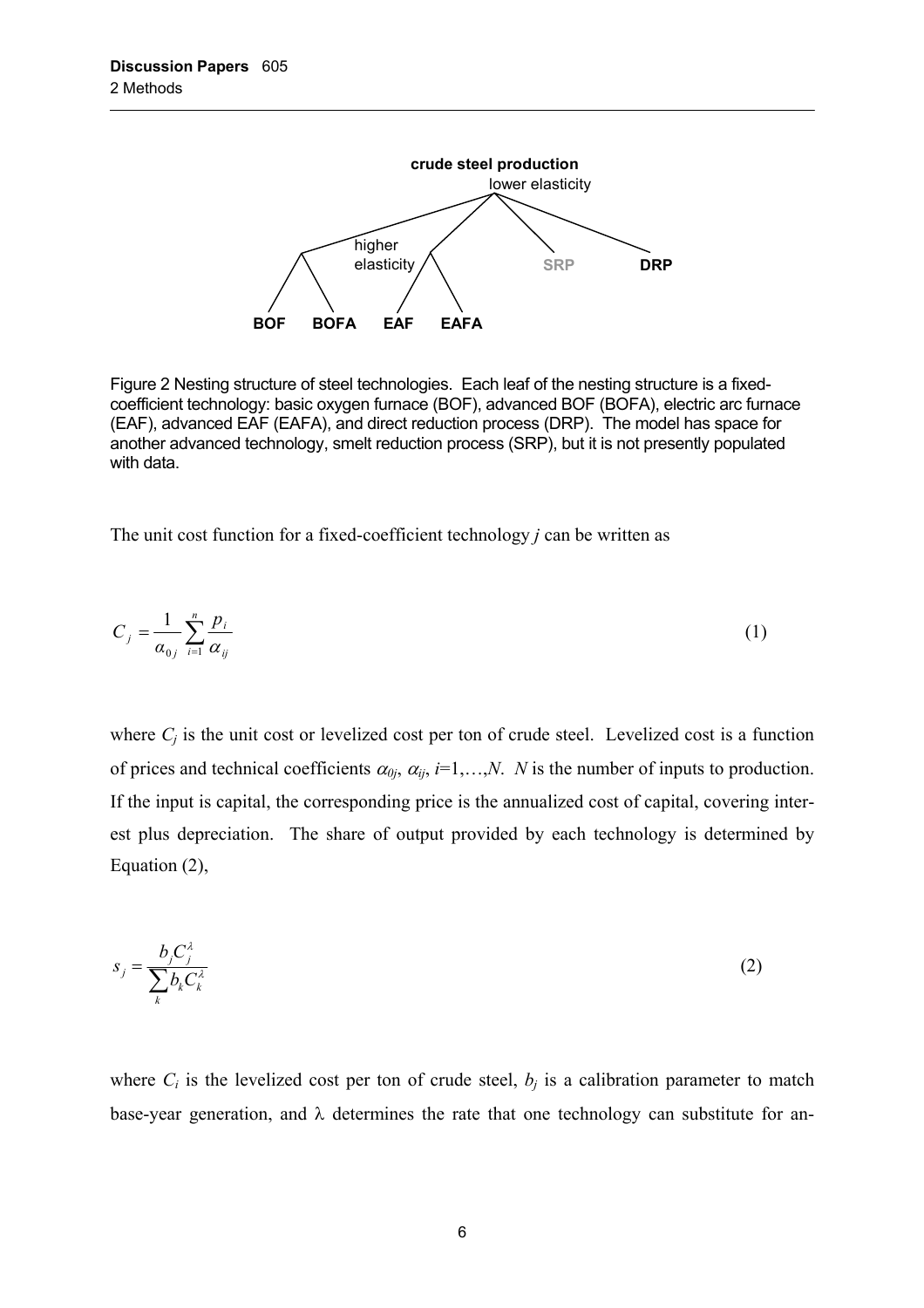Figure 2 Nesting structure of steel technologies. Each leaf of the nesting structure is a fixed-coefficient technology: basic oxygen furnace (BOF), advanced BOF (BOFA), electric arc furnace (EAF), advanced EAF (EAFA), and direct reduction process (DRP). The model has space for another advanced technology, smelt reduction process (SRP), but it is not presently populated with data.

The unit cost function for a fixed-coefficient technology $j$ can be written as

$$C_j = \frac{1}{\alpha_{0j}} \sum_{i=1}^{n} \frac{p_i}{\alpha_{ij}} \tag{1}$$

where $C_j$ is the unit cost or levelized cost per ton of crude steel. Levelized cost is a function of prices and technical coefficients $\alpha_{0j}$, $\alpha_{ij}$, $i$=1,…,$N$. $N$ is the number of inputs to production. If the input is capital, the corresponding price is the annualized cost of capital, covering interest plus depreciation. The share of output provided by each technology is determined by Equation (2),

$$s_j = \frac{b_j C_j^{\lambda}}{\sum_k b_k C_k^{\lambda}} \tag{2}$$

where $C_i$ is the levelized cost per ton of crude steel, $b_j$ is a calibration parameter to match base-year generation, and $\lambda$ determines the rate that one technology can substitute for an-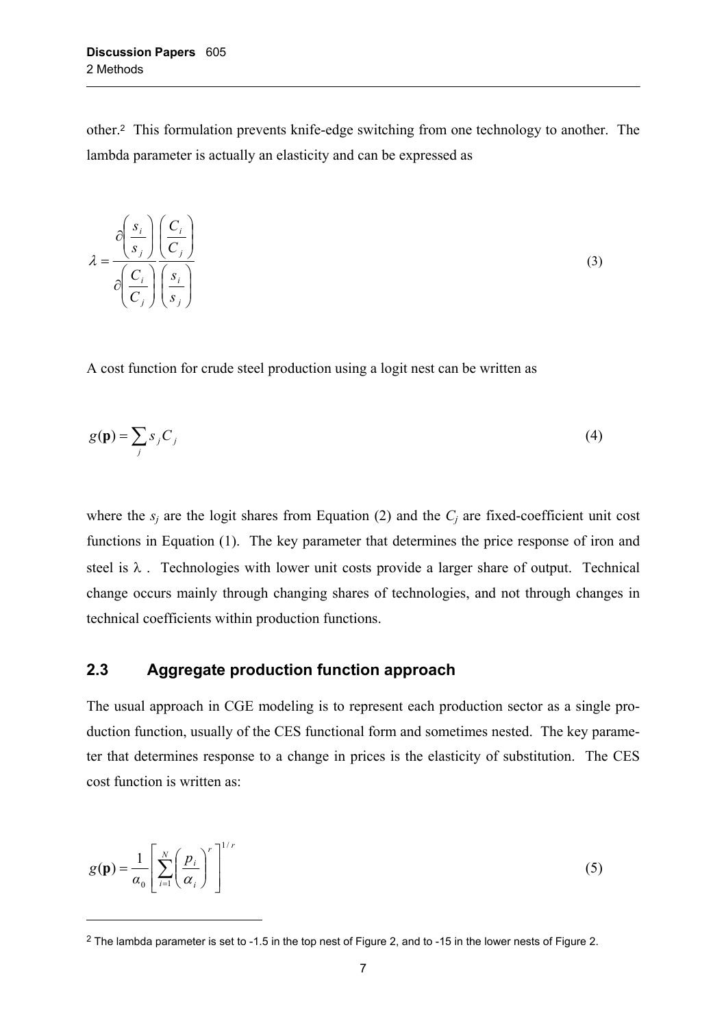other.[2] This formulation prevents knife-edge switching from one technology to another. The lambda parameter is actually an elasticity and can be expressed as

$$\lambda = \frac{\partial\left(\dfrac{s_i}{s_j}\right)\left(\dfrac{C_i}{C_j}\right)}{\partial\left(\dfrac{C_i}{C_j}\right)\left(\dfrac{s_i}{s_j}\right)} \tag{3}$$

A cost function for crude steel production using a logit nest can be written as

$$g(\mathbf{p}) = \sum_j s_j C_j \tag{4}$$

where the $s_j$ are the logit shares from Equation (2) and the $C_j$ are fixed-coefficient unit cost functions in Equation (1). The key parameter that determines the price response of iron and steel is $\lambda$. Technologies with lower unit costs provide a larger share of output. Technical change occurs mainly through changing shares of technologies, and not through changes in technical coefficients within production functions.

## 2.3 Aggregate production function approach

The usual approach in CGE modeling is to represent each production sector as a single production function, usually of the CES functional form and sometimes nested. The key parameter that determines response to a change in prices is the elasticity of substitution. The CES cost function is written as:

$$g(\mathbf{p}) = \frac{1}{\alpha_0}\left[\sum_{i=1}^{N}\left(\frac{p_i}{\alpha_i}\right)^r\right]^{1/r} \tag{5}$$

[2] The lambda parameter is set to -1.5 in the top nest of Figure 2, and to -15 in the lower nests of Figure 2.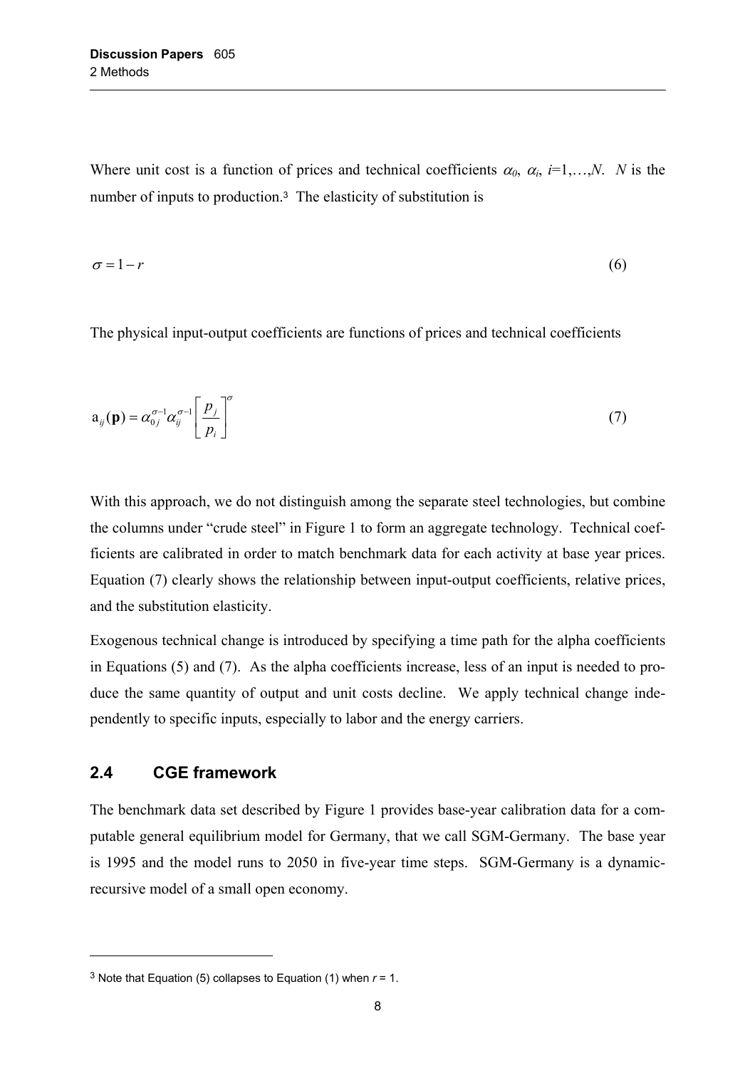Where unit cost is a function of prices and technical coefficients $\alpha_0$, $\alpha_i$, $i$=1,…,$N$. $N$ is the number of inputs to production.[3] The elasticity of substitution is

$$\sigma = 1 - r \tag{6}$$

The physical input-output coefficients are functions of prices and technical coefficients

$$\mathrm{a}_{ij}(\mathbf{p}) = \alpha_{0j}^{\sigma-1}\alpha_{ij}^{\sigma-1}\left[\frac{p_j}{p_i}\right]^{\sigma} \tag{7}$$

With this approach, we do not distinguish among the separate steel technologies, but combine the columns under "crude steel" in Figure 1 to form an aggregate technology. Technical coefficients are calibrated in order to match benchmark data for each activity at base year prices. Equation (7) clearly shows the relationship between input-output coefficients, relative prices, and the substitution elasticity.

Exogenous technical change is introduced by specifying a time path for the alpha coefficients in Equations (5) and (7). As the alpha coefficients increase, less of an input is needed to produce the same quantity of output and unit costs decline. We apply technical change independently to specific inputs, especially to labor and the energy carriers.

## 2.4 CGE framework

The benchmark data set described by Figure 1 provides base-year calibration data for a computable general equilibrium model for Germany, that we call SGM-Germany. The base year is 1995 and the model runs to 2050 in five-year time steps. SGM-Germany is a dynamic-recursive model of a small open economy.

[3] Note that Equation (5) collapses to Equation (1) when $r$ = 1.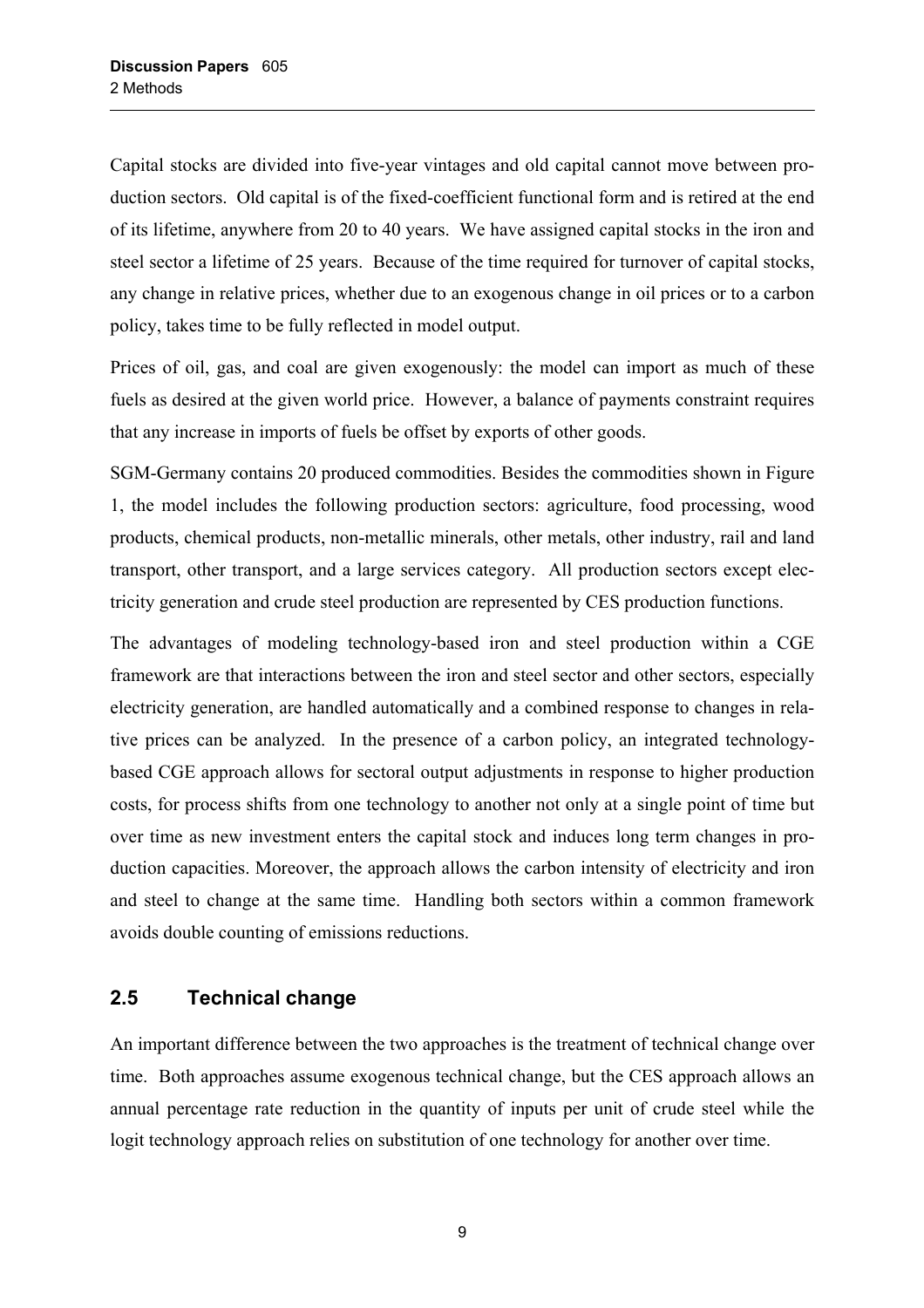Capital stocks are divided into five-year vintages and old capital cannot move between production sectors. Old capital is of the fixed-coefficient functional form and is retired at the end of its lifetime, anywhere from 20 to 40 years. We have assigned capital stocks in the iron and steel sector a lifetime of 25 years. Because of the time required for turnover of capital stocks, any change in relative prices, whether due to an exogenous change in oil prices or to a carbon policy, takes time to be fully reflected in model output.

Prices of oil, gas, and coal are given exogenously: the model can import as much of these fuels as desired at the given world price. However, a balance of payments constraint requires that any increase in imports of fuels be offset by exports of other goods.

SGM-Germany contains 20 produced commodities. Besides the commodities shown in Figure 1, the model includes the following production sectors: agriculture, food processing, wood products, chemical products, non-metallic minerals, other metals, other industry, rail and land transport, other transport, and a large services category. All production sectors except electricity generation and crude steel production are represented by CES production functions.

The advantages of modeling technology-based iron and steel production within a CGE framework are that interactions between the iron and steel sector and other sectors, especially electricity generation, are handled automatically and a combined response to changes in relative prices can be analyzed. In the presence of a carbon policy, an integrated technology-based CGE approach allows for sectoral output adjustments in response to higher production costs, for process shifts from one technology to another not only at a single point of time but over time as new investment enters the capital stock and induces long term changes in production capacities. Moreover, the approach allows the carbon intensity of electricity and iron and steel to change at the same time. Handling both sectors within a common framework avoids double counting of emissions reductions.

## 2.5 Technical change

An important difference between the two approaches is the treatment of technical change over time. Both approaches assume exogenous technical change, but the CES approach allows an annual percentage rate reduction in the quantity of inputs per unit of crude steel while the logit technology approach relies on substitution of one technology for another over time.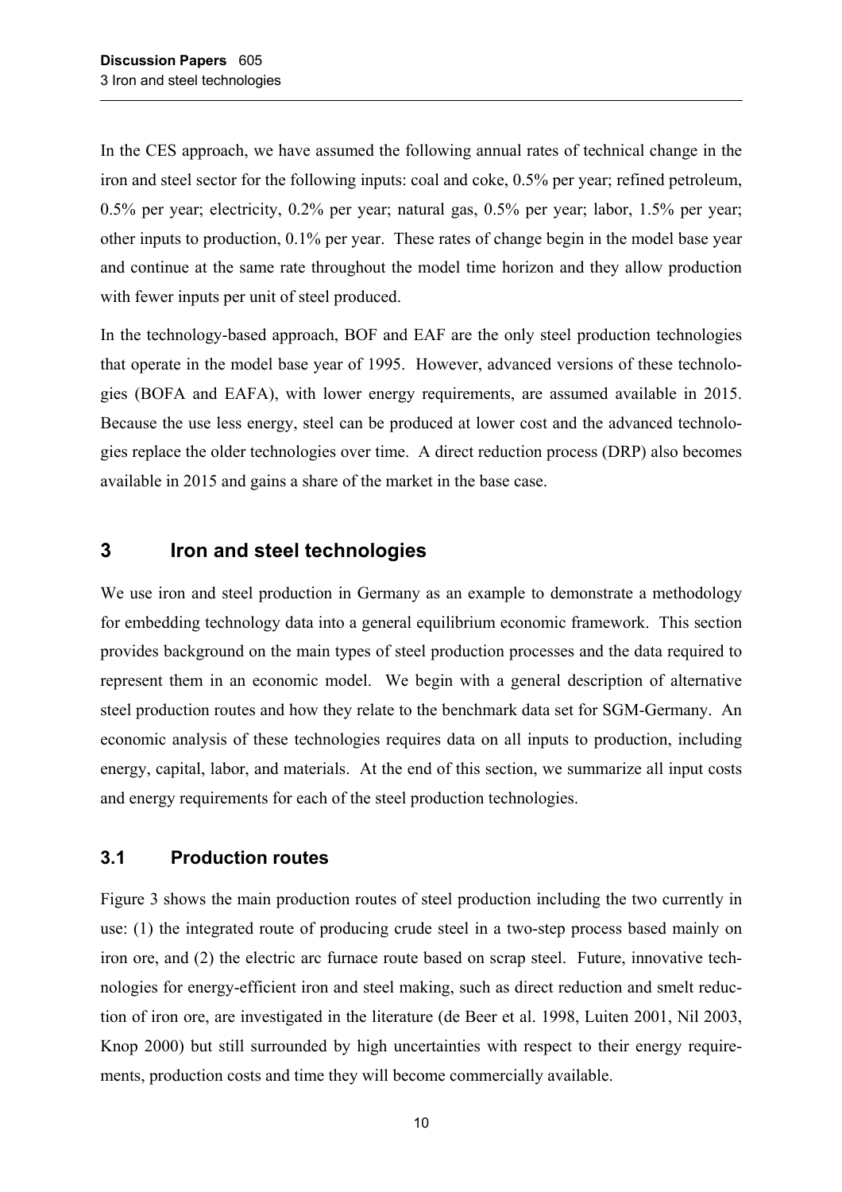In the CES approach, we have assumed the following annual rates of technical change in the iron and steel sector for the following inputs: coal and coke, 0.5% per year; refined petroleum, 0.5% per year; electricity, 0.2% per year; natural gas, 0.5% per year; labor, 1.5% per year; other inputs to production, 0.1% per year. These rates of change begin in the model base year and continue at the same rate throughout the model time horizon and they allow production with fewer inputs per unit of steel produced.

In the technology-based approach, BOF and EAF are the only steel production technologies that operate in the model base year of 1995. However, advanced versions of these technologies (BOFA and EAFA), with lower energy requirements, are assumed available in 2015. Because the use less energy, steel can be produced at lower cost and the advanced technologies replace the older technologies over time. A direct reduction process (DRP) also becomes available in 2015 and gains a share of the market in the base case.

# 3 Iron and steel technologies

We use iron and steel production in Germany as an example to demonstrate a methodology for embedding technology data into a general equilibrium economic framework. This section provides background on the main types of steel production processes and the data required to represent them in an economic model. We begin with a general description of alternative steel production routes and how they relate to the benchmark data set for SGM-Germany. An economic analysis of these technologies requires data on all inputs to production, including energy, capital, labor, and materials. At the end of this section, we summarize all input costs and energy requirements for each of the steel production technologies.

## 3.1 Production routes

Figure 3 shows the main production routes of steel production including the two currently in use: (1) the integrated route of producing crude steel in a two-step process based mainly on iron ore, and (2) the electric arc furnace route based on scrap steel. Future, innovative technologies for energy-efficient iron and steel making, such as direct reduction and smelt reduction of iron ore, are investigated in the literature (de Beer et al. 1998, Luiten 2001, Nil 2003, Knop 2000) but still surrounded by high uncertainties with respect to their energy requirements, production costs and time they will become commercially available.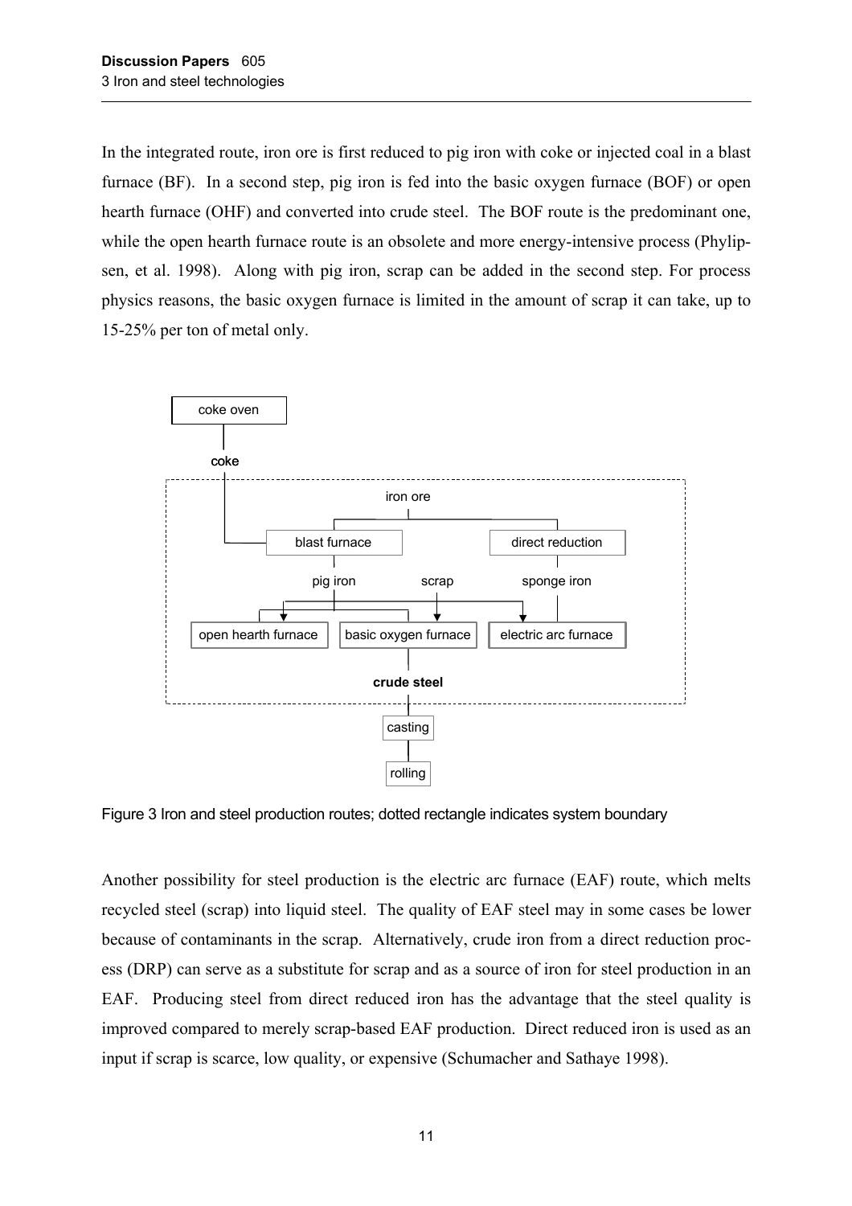In the integrated route, iron ore is first reduced to pig iron with coke or injected coal in a blast furnace (BF). In a second step, pig iron is fed into the basic oxygen furnace (BOF) or open hearth furnace (OHF) and converted into crude steel. The BOF route is the predominant one, while the open hearth furnace route is an obsolete and more energy-intensive process (Phylipsen, et al. 1998). Along with pig iron, scrap can be added in the second step. For process physics reasons, the basic oxygen furnace is limited in the amount of scrap it can take, up to 15-25% per ton of metal only.

Figure 3 Iron and steel production routes; dotted rectangle indicates system boundary

Another possibility for steel production is the electric arc furnace (EAF) route, which melts recycled steel (scrap) into liquid steel. The quality of EAF steel may in some cases be lower because of contaminants in the scrap. Alternatively, crude iron from a direct reduction process (DRP) can serve as a substitute for scrap and as a source of iron for steel production in an EAF. Producing steel from direct reduced iron has the advantage that the steel quality is improved compared to merely scrap-based EAF production. Direct reduced iron is used as an input if scrap is scarce, low quality, or expensive (Schumacher and Sathaye 1998).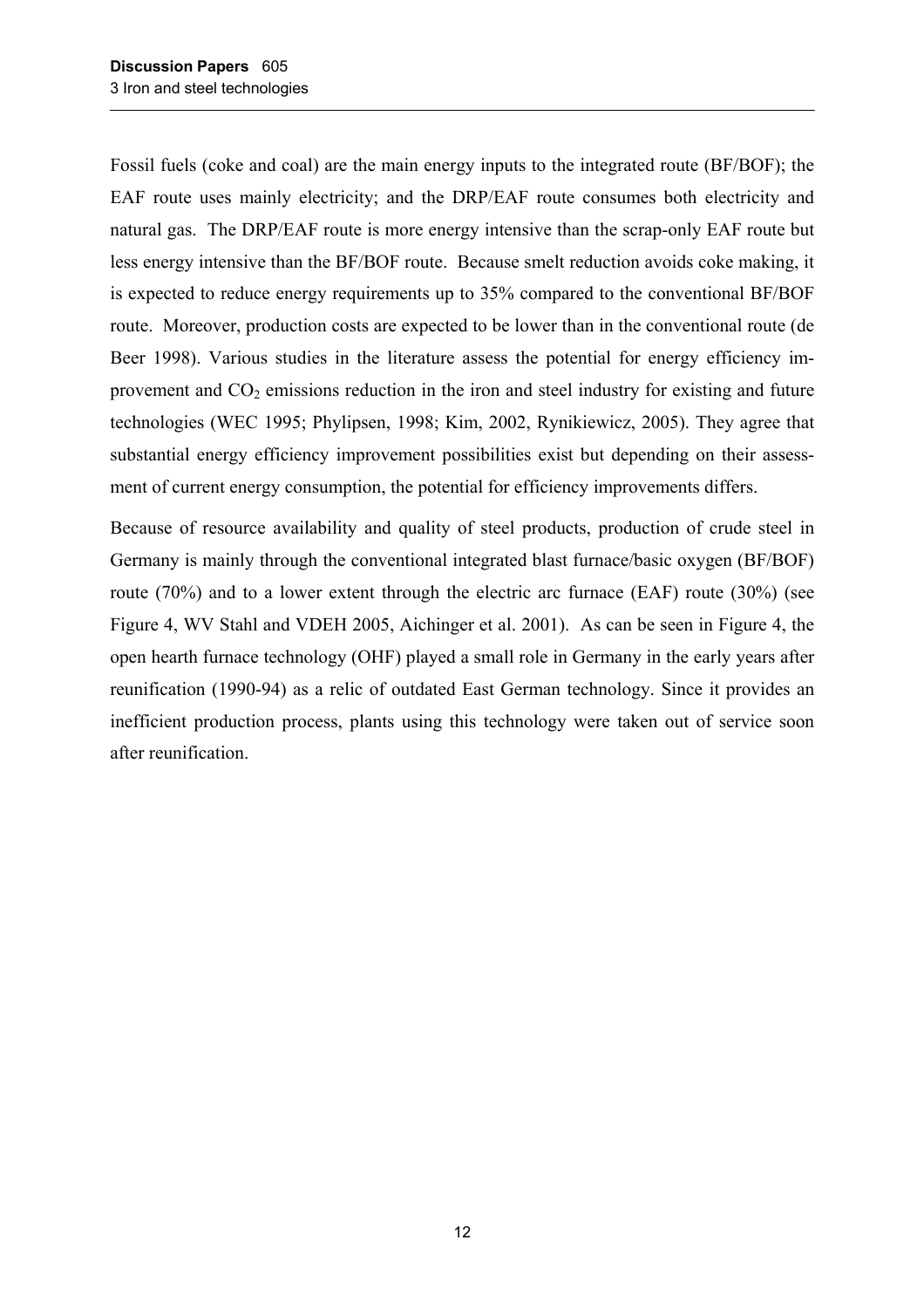Fossil fuels (coke and coal) are the main energy inputs to the integrated route (BF/BOF); the EAF route uses mainly electricity; and the DRP/EAF route consumes both electricity and natural gas. The DRP/EAF route is more energy intensive than the scrap-only EAF route but less energy intensive than the BF/BOF route. Because smelt reduction avoids coke making, it is expected to reduce energy requirements up to 35% compared to the conventional BF/BOF route. Moreover, production costs are expected to be lower than in the conventional route (de Beer 1998). Various studies in the literature assess the potential for energy efficiency improvement and $CO_2$ emissions reduction in the iron and steel industry for existing and future technologies (WEC 1995; Phylipsen, 1998; Kim, 2002, Rynikiewicz, 2005). They agree that substantial energy efficiency improvement possibilities exist but depending on their assessment of current energy consumption, the potential for efficiency improvements differs.

Because of resource availability and quality of steel products, production of crude steel in Germany is mainly through the conventional integrated blast furnace/basic oxygen (BF/BOF) route (70%) and to a lower extent through the electric arc furnace (EAF) route (30%) (see Figure 4, WV Stahl and VDEH 2005, Aichinger et al. 2001). As can be seen in Figure 4, the open hearth furnace technology (OHF) played a small role in Germany in the early years after reunification (1990-94) as a relic of outdated East German technology. Since it provides an inefficient production process, plants using this technology were taken out of service soon after reunification.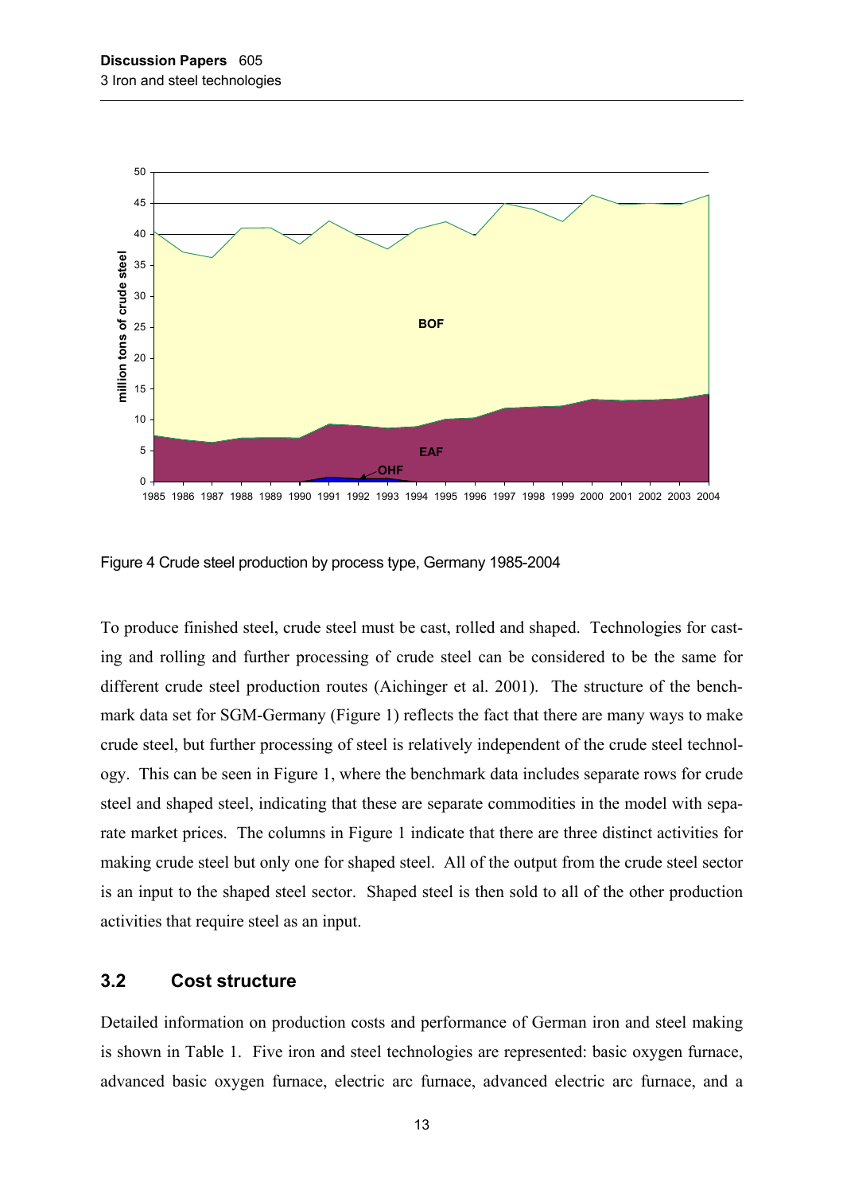Figure 4 Crude steel production by process type, Germany 1985-2004

To produce finished steel, crude steel must be cast, rolled and shaped. Technologies for casting and rolling and further processing of crude steel can be considered to be the same for different crude steel production routes (Aichinger et al. 2001). The structure of the benchmark data set for SGM-Germany (Figure 1) reflects the fact that there are many ways to make crude steel, but further processing of steel is relatively independent of the crude steel technology. This can be seen in Figure 1, where the benchmark data includes separate rows for crude steel and shaped steel, indicating that these are separate commodities in the model with separate market prices. The columns in Figure 1 indicate that there are three distinct activities for making crude steel but only one for shaped steel. All of the output from the crude steel sector is an input to the shaped steel sector. Shaped steel is then sold to all of the other production activities that require steel as an input.

## 3.2 Cost structure

Detailed information on production costs and performance of German iron and steel making is shown in Table 1. Five iron and steel technologies are represented: basic oxygen furnace, advanced basic oxygen furnace, electric arc furnace, advanced electric arc furnace, and a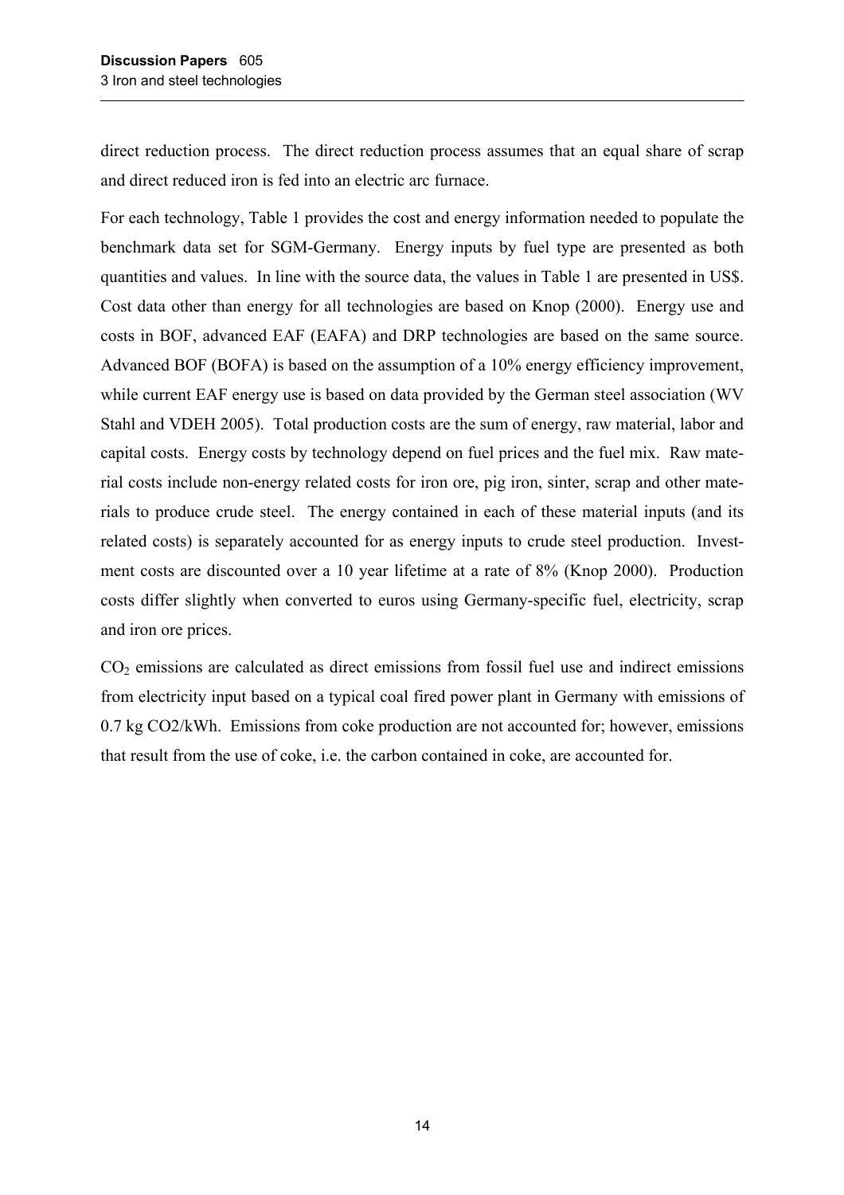direct reduction process. The direct reduction process assumes that an equal share of scrap and direct reduced iron is fed into an electric arc furnace.

For each technology, Table 1 provides the cost and energy information needed to populate the benchmark data set for SGM-Germany. Energy inputs by fuel type are presented as both quantities and values. In line with the source data, the values in Table 1 are presented in US$. Cost data other than energy for all technologies are based on Knop (2000). Energy use and costs in BOF, advanced EAF (EAFA) and DRP technologies are based on the same source. Advanced BOF (BOFA) is based on the assumption of a 10% energy efficiency improvement, while current EAF energy use is based on data provided by the German steel association (WV Stahl and VDEH 2005). Total production costs are the sum of energy, raw material, labor and capital costs. Energy costs by technology depend on fuel prices and the fuel mix. Raw material costs include non-energy related costs for iron ore, pig iron, sinter, scrap and other materials to produce crude steel. The energy contained in each of these material inputs (and its related costs) is separately accounted for as energy inputs to crude steel production. Investment costs are discounted over a 10 year lifetime at a rate of 8% (Knop 2000). Production costs differ slightly when converted to euros using Germany-specific fuel, electricity, scrap and iron ore prices.

$CO_2$ emissions are calculated as direct emissions from fossil fuel use and indirect emissions from electricity input based on a typical coal fired power plant in Germany with emissions of 0.7 kg CO2/kWh. Emissions from coke production are not accounted for; however, emissions that result from the use of coke, i.e. the carbon contained in coke, are accounted for.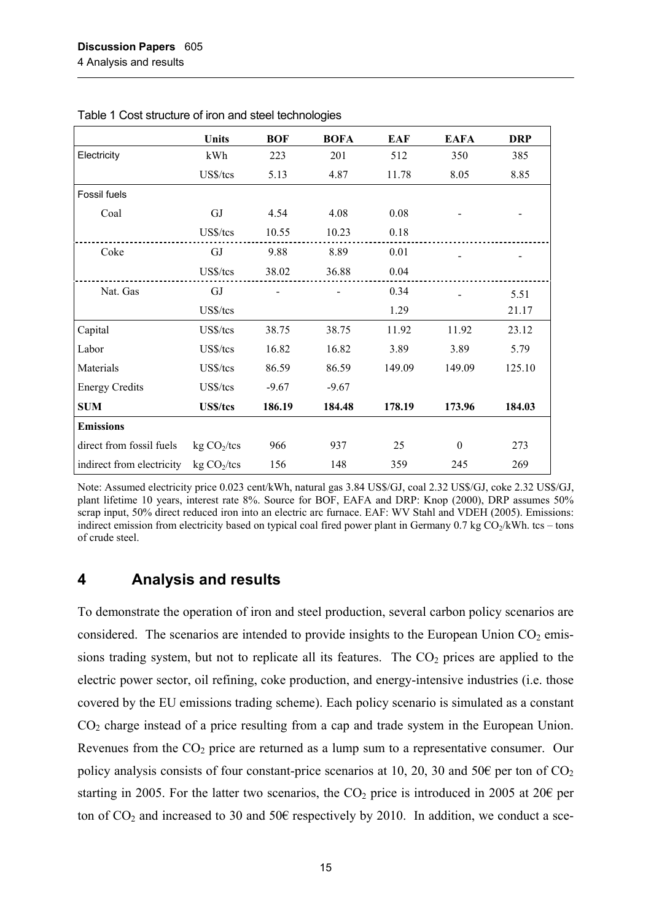Table 1 Cost structure of iron and steel technologies

| | Units | BOF | BOFA | EAF | EAFA | DRP |
|---|---|---|---|---|---|---|
| Electricity | kWh | 223 | 201 | 512 | 350 | 385 |
| | US$/tcs | 5.13 | 4.87 | 11.78 | 8.05 | 8.85 |
| Fossil fuels | | | | | | |
| Coal | GJ | 4.54 | 4.08 | 0.08 | - | - |
| | US$/tcs | 10.55 | 10.23 | 0.18 | | |
| Coke | GJ | 9.88 | 8.89 | 0.01 | - | - |
| | US$/tcs | 38.02 | 36.88 | 0.04 | | |
| Nat. Gas | GJ | - | - | 0.34 | - | 5.51 |
| | US$/tcs | | | 1.29 | | 21.17 |
| Capital | US$/tcs | 38.75 | 38.75 | 11.92 | 11.92 | 23.12 |
| Labor | US$/tcs | 16.82 | 16.82 | 3.89 | 3.89 | 5.79 |
| Materials | US$/tcs | 86.59 | 86.59 | 149.09 | 149.09 | 125.10 |
| Energy Credits | US$/tcs | -9.67 | -9.67 | | | |
| **SUM** | **US$/tcs** | **186.19** | **184.48** | **178.19** | **173.96** | **184.03** |
| **Emissions** | | | | | | |
| direct from fossil fuels | kg $CO_2$/tcs | 966 | 937 | 25 | 0 | 273 |
| indirect from electricity | kg $CO_2$/tcs | 156 | 148 | 359 | 245 | 269 |

Note: Assumed electricity price 0.023 cent/kWh, natural gas 3.84 US$/GJ, coal 2.32 US$/GJ, coke 2.32 US$/GJ, plant lifetime 10 years, interest rate 8%. Source for BOF, EAFA and DRP: Knop (2000), DRP assumes 50% scrap input, 50% direct reduced iron into an electric arc furnace. EAF: WV Stahl and VDEH (2005). Emissions: indirect emission from electricity based on typical coal fired power plant in Germany 0.7 kg $CO_2$/kWh. tcs – tons of crude steel.

# 4 Analysis and results

To demonstrate the operation of iron and steel production, several carbon policy scenarios are considered. The scenarios are intended to provide insights to the European Union $CO_2$ emissions trading system, but not to replicate all its features. The $CO_2$ prices are applied to the electric power sector, oil refining, coke production, and energy-intensive industries (i.e. those covered by the EU emissions trading scheme). Each policy scenario is simulated as a constant $CO_2$ charge instead of a price resulting from a cap and trade system in the European Union. Revenues from the $CO_2$ price are returned as a lump sum to a representative consumer. Our policy analysis consists of four constant-price scenarios at 10, 20, 30 and 50€ per ton of $CO_2$ starting in 2005. For the latter two scenarios, the $CO_2$ price is introduced in 2005 at 20€ per ton of $CO_2$ and increased to 30 and 50€ respectively by 2010. In addition, we conduct a sce-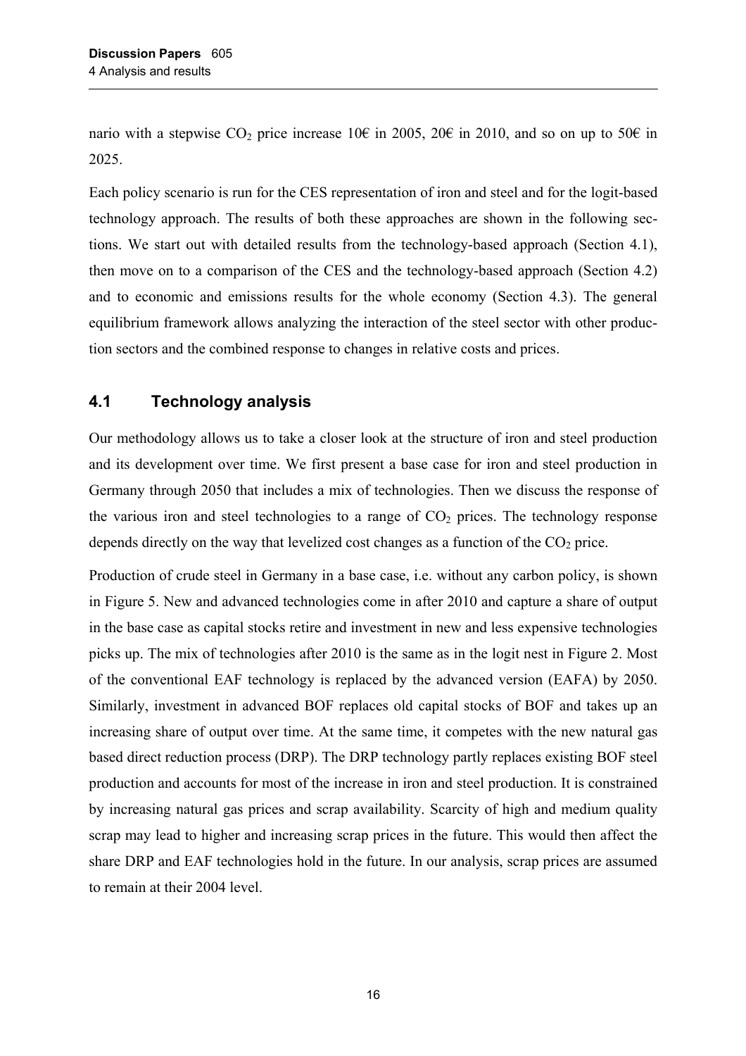nario with a stepwise $CO_2$ price increase 10€ in 2005, 20€ in 2010, and so on up to 50€ in 2025.

Each policy scenario is run for the CES representation of iron and steel and for the logit-based technology approach. The results of both these approaches are shown in the following sections. We start out with detailed results from the technology-based approach (Section 4.1), then move on to a comparison of the CES and the technology-based approach (Section 4.2) and to economic and emissions results for the whole economy (Section 4.3). The general equilibrium framework allows analyzing the interaction of the steel sector with other production sectors and the combined response to changes in relative costs and prices.

## 4.1 Technology analysis

Our methodology allows us to take a closer look at the structure of iron and steel production and its development over time. We first present a base case for iron and steel production in Germany through 2050 that includes a mix of technologies. Then we discuss the response of the various iron and steel technologies to a range of $CO_2$ prices. The technology response depends directly on the way that levelized cost changes as a function of the $CO_2$ price.

Production of crude steel in Germany in a base case, i.e. without any carbon policy, is shown in Figure 5. New and advanced technologies come in after 2010 and capture a share of output in the base case as capital stocks retire and investment in new and less expensive technologies picks up. The mix of technologies after 2010 is the same as in the logit nest in Figure 2. Most of the conventional EAF technology is replaced by the advanced version (EAFA) by 2050. Similarly, investment in advanced BOF replaces old capital stocks of BOF and takes up an increasing share of output over time. At the same time, it competes with the new natural gas based direct reduction process (DRP). The DRP technology partly replaces existing BOF steel production and accounts for most of the increase in iron and steel production. It is constrained by increasing natural gas prices and scrap availability. Scarcity of high and medium quality scrap may lead to higher and increasing scrap prices in the future. This would then affect the share DRP and EAF technologies hold in the future. In our analysis, scrap prices are assumed to remain at their 2004 level.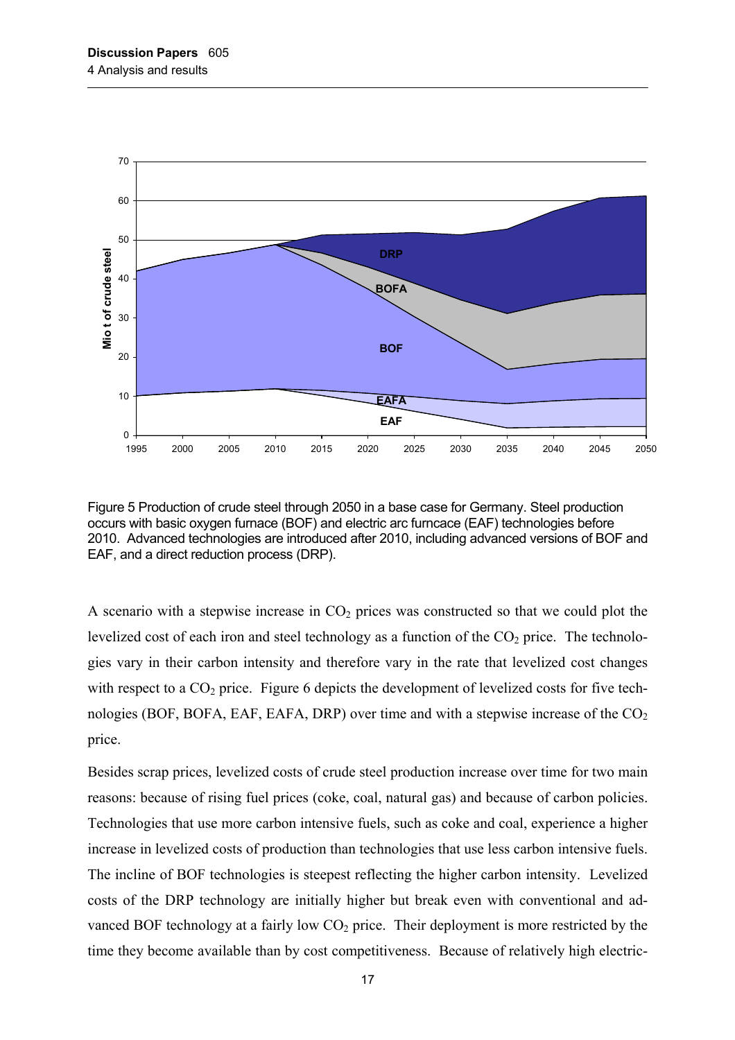Figure 5 Production of crude steel through 2050 in a base case for Germany. Steel production occurs with basic oxygen furnace (BOF) and electric arc furncace (EAF) technologies before 2010. Advanced technologies are introduced after 2010, including advanced versions of BOF and EAF, and a direct reduction process (DRP).

A scenario with a stepwise increase in $CO_2$ prices was constructed so that we could plot the levelized cost of each iron and steel technology as a function of the $CO_2$ price. The technologies vary in their carbon intensity and therefore vary in the rate that levelized cost changes with respect to a $CO_2$ price. Figure 6 depicts the development of levelized costs for five technologies (BOF, BOFA, EAF, EAFA, DRP) over time and with a stepwise increase of the $CO_2$ price.

Besides scrap prices, levelized costs of crude steel production increase over time for two main reasons: because of rising fuel prices (coke, coal, natural gas) and because of carbon policies. Technologies that use more carbon intensive fuels, such as coke and coal, experience a higher increase in levelized costs of production than technologies that use less carbon intensive fuels. The incline of BOF technologies is steepest reflecting the higher carbon intensity. Levelized costs of the DRP technology are initially higher but break even with conventional and advanced BOF technology at a fairly low $CO_2$ price. Their deployment is more restricted by the time they become available than by cost competitiveness. Because of relatively high electric-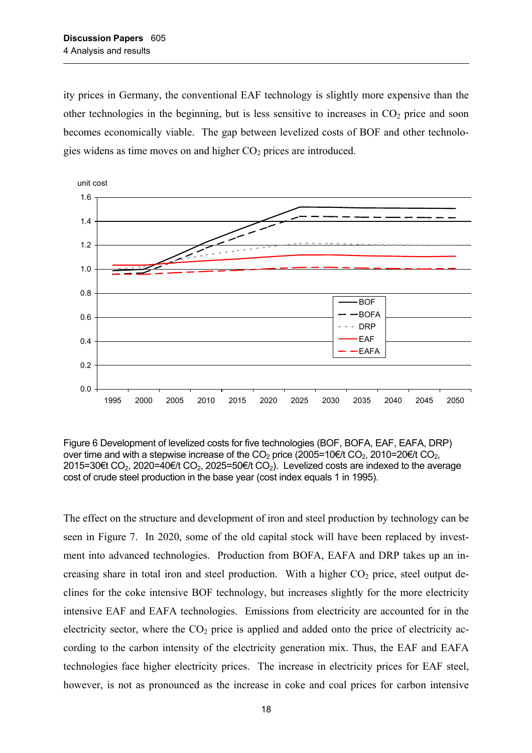ity prices in Germany, the conventional EAF technology is slightly more expensive than the other technologies in the beginning, but is less sensitive to increases in $CO_2$ price and soon becomes economically viable. The gap between levelized costs of BOF and other technologies widens as time moves on and higher $CO_2$ prices are introduced.

Figure 6 Development of levelized costs for five technologies (BOF, BOFA, EAF, EAFA, DRP) over time and with a stepwise increase of the $CO_2$ price (2005=10€/t $CO_2$, 2010=20€/t $CO_2$, 2015=30€t $CO_2$, 2020=40€/t $CO_2$, 2025=50€/t $CO_2$). Levelized costs are indexed to the average cost of crude steel production in the base year (cost index equals 1 in 1995).

The effect on the structure and development of iron and steel production by technology can be seen in Figure 7. In 2020, some of the old capital stock will have been replaced by investment into advanced technologies. Production from BOFA, EAFA and DRP takes up an increasing share in total iron and steel production. With a higher $CO_2$ price, steel output declines for the coke intensive BOF technology, but increases slightly for the more electricity intensive EAF and EAFA technologies. Emissions from electricity are accounted for in the electricity sector, where the $CO_2$ price is applied and added onto the price of electricity according to the carbon intensity of the electricity generation mix. Thus, the EAF and EAFA technologies face higher electricity prices. The increase in electricity prices for EAF steel, however, is not as pronounced as the increase in coke and coal prices for carbon intensive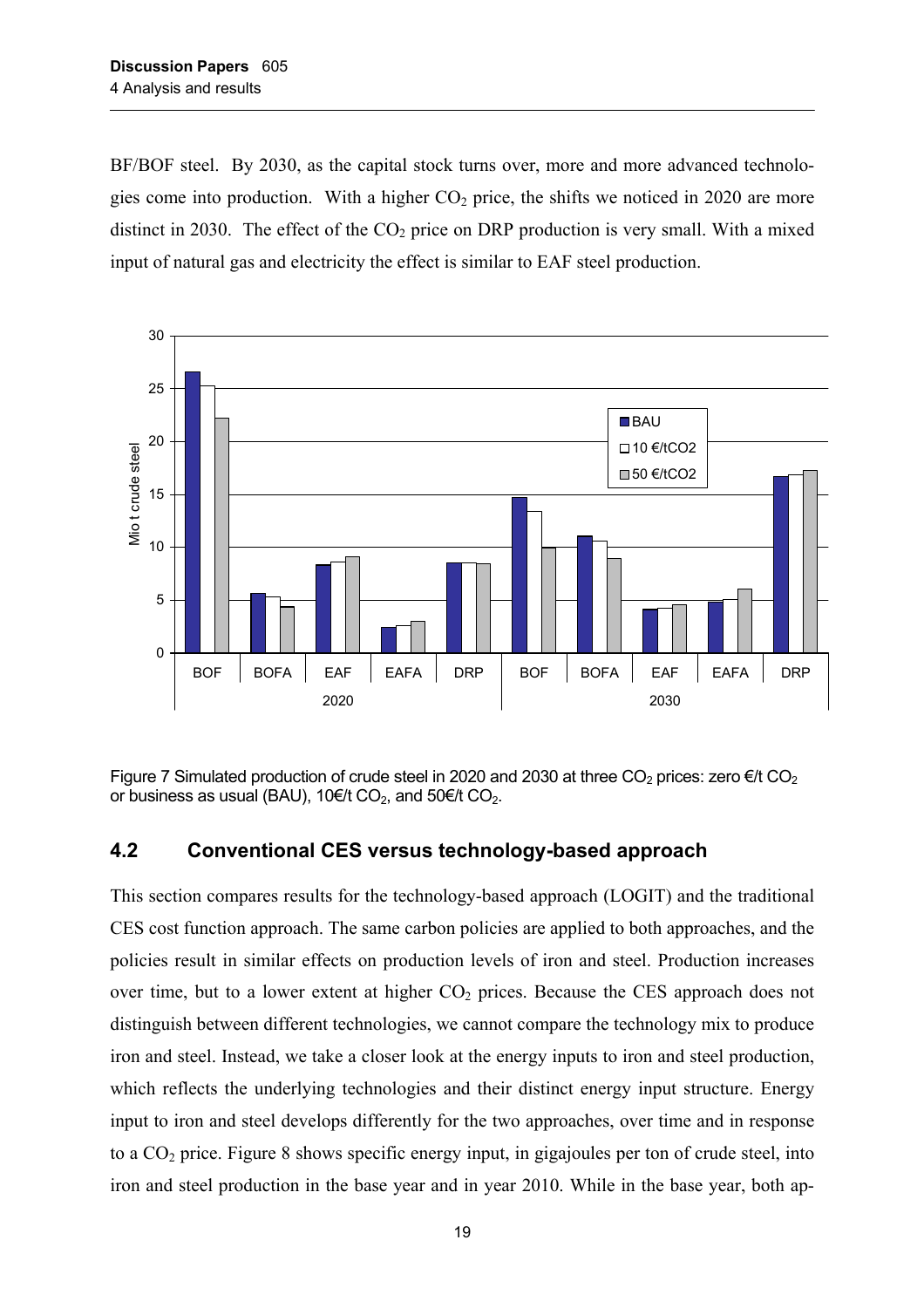BF/BOF steel. By 2030, as the capital stock turns over, more and more advanced technologies come into production. With a higher $CO_2$ price, the shifts we noticed in 2020 are more distinct in 2030. The effect of the $CO_2$ price on DRP production is very small. With a mixed input of natural gas and electricity the effect is similar to EAF steel production.

Figure 7 Simulated production of crude steel in 2020 and 2030 at three $CO_2$ prices: zero €/t $CO_2$ or business as usual (BAU), 10€/t $CO_2$, and 50€/t $CO_2$.

## 4.2 Conventional CES versus technology-based approach

This section compares results for the technology-based approach (LOGIT) and the traditional CES cost function approach. The same carbon policies are applied to both approaches, and the policies result in similar effects on production levels of iron and steel. Production increases over time, but to a lower extent at higher $CO_2$ prices. Because the CES approach does not distinguish between different technologies, we cannot compare the technology mix to produce iron and steel. Instead, we take a closer look at the energy inputs to iron and steel production, which reflects the underlying technologies and their distinct energy input structure. Energy input to iron and steel develops differently for the two approaches, over time and in response to a $CO_2$ price. Figure 8 shows specific energy input, in gigajoules per ton of crude steel, into iron and steel production in the base year and in year 2010. While in the base year, both ap-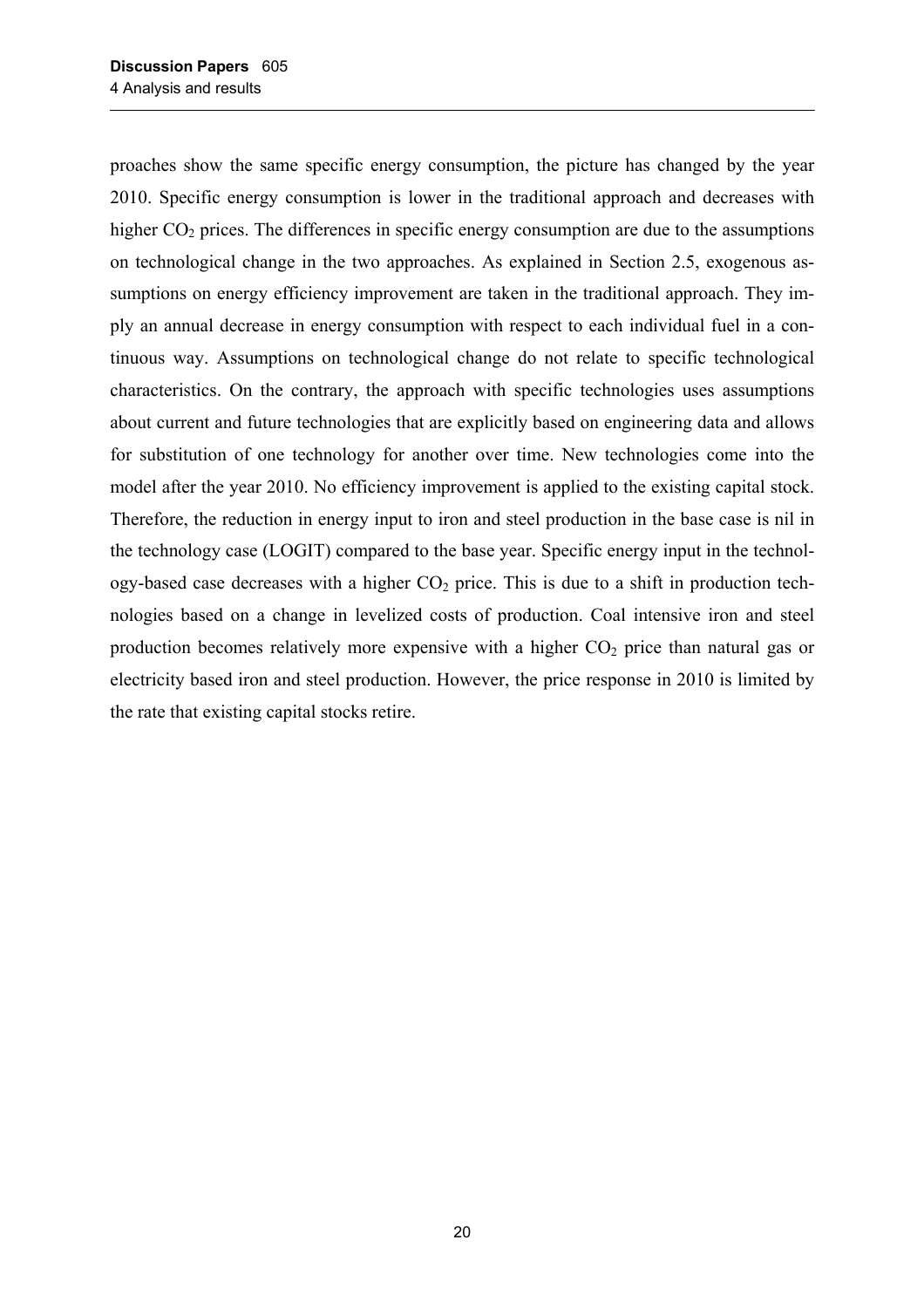proaches show the same specific energy consumption, the picture has changed by the year 2010. Specific energy consumption is lower in the traditional approach and decreases with higher $CO_2$ prices. The differences in specific energy consumption are due to the assumptions on technological change in the two approaches. As explained in Section 2.5, exogenous assumptions on energy efficiency improvement are taken in the traditional approach. They imply an annual decrease in energy consumption with respect to each individual fuel in a continuous way. Assumptions on technological change do not relate to specific technological characteristics. On the contrary, the approach with specific technologies uses assumptions about current and future technologies that are explicitly based on engineering data and allows for substitution of one technology for another over time. New technologies come into the model after the year 2010. No efficiency improvement is applied to the existing capital stock. Therefore, the reduction in energy input to iron and steel production in the base case is nil in the technology case (LOGIT) compared to the base year. Specific energy input in the technology-based case decreases with a higher $CO_2$ price. This is due to a shift in production technologies based on a change in levelized costs of production. Coal intensive iron and steel production becomes relatively more expensive with a higher $CO_2$ price than natural gas or electricity based iron and steel production. However, the price response in 2010 is limited by the rate that existing capital stocks retire.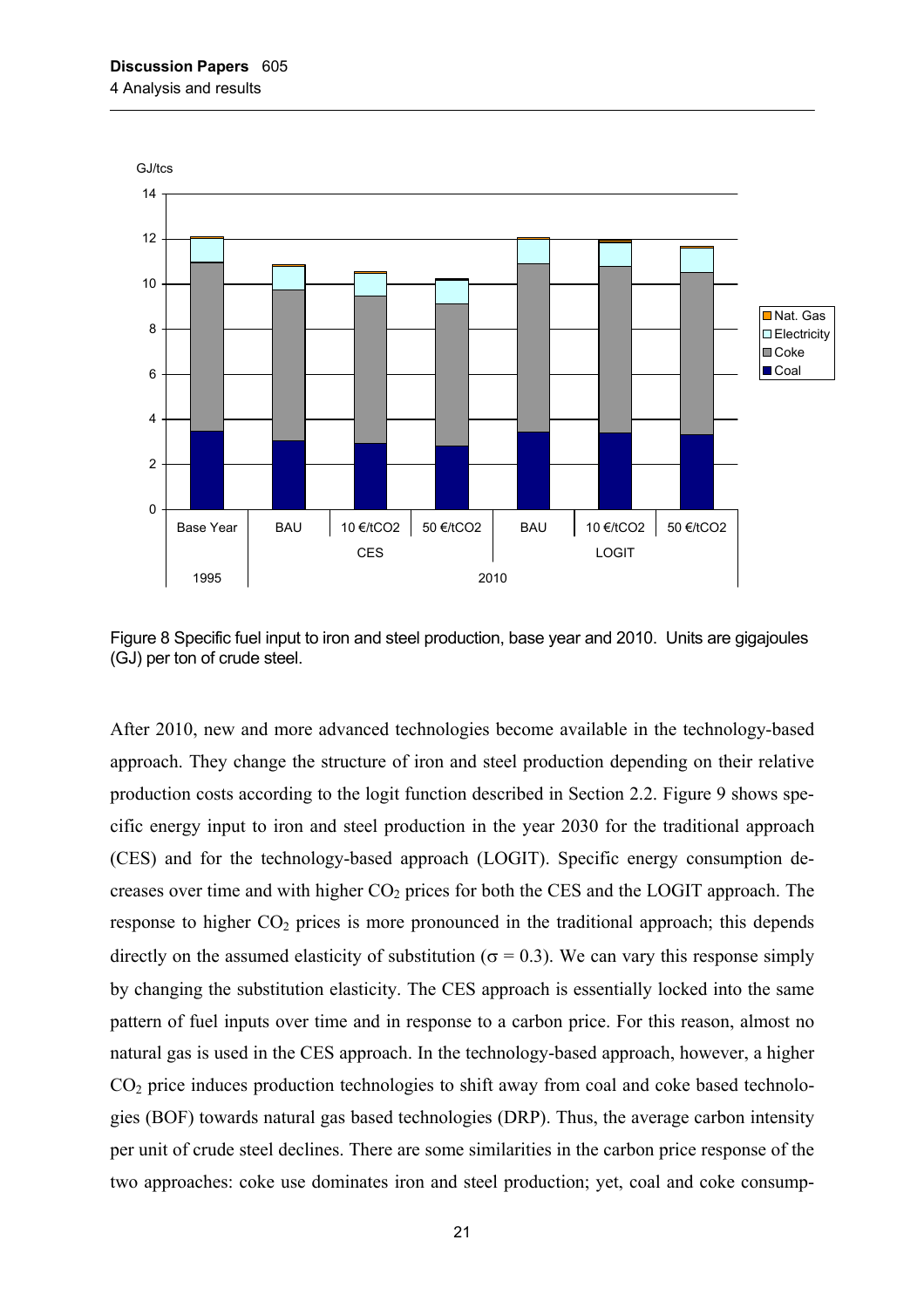Figure 8 Specific fuel input to iron and steel production, base year and 2010. Units are gigajoules (GJ) per ton of crude steel.

After 2010, new and more advanced technologies become available in the technology-based approach. They change the structure of iron and steel production depending on their relative production costs according to the logit function described in Section 2.2. Figure 9 shows specific energy input to iron and steel production in the year 2030 for the traditional approach (CES) and for the technology-based approach (LOGIT). Specific energy consumption decreases over time and with higher $CO_2$ prices for both the CES and the LOGIT approach. The response to higher $CO_2$ prices is more pronounced in the traditional approach; this depends directly on the assumed elasticity of substitution ($\sigma = 0.3$). We can vary this response simply by changing the substitution elasticity. The CES approach is essentially locked into the same pattern of fuel inputs over time and in response to a carbon price. For this reason, almost no natural gas is used in the CES approach. In the technology-based approach, however, a higher $CO_2$ price induces production technologies to shift away from coal and coke based technologies (BOF) towards natural gas based technologies (DRP). Thus, the average carbon intensity per unit of crude steel declines. There are some similarities in the carbon price response of the two approaches: coke use dominates iron and steel production; yet, coal and coke consump-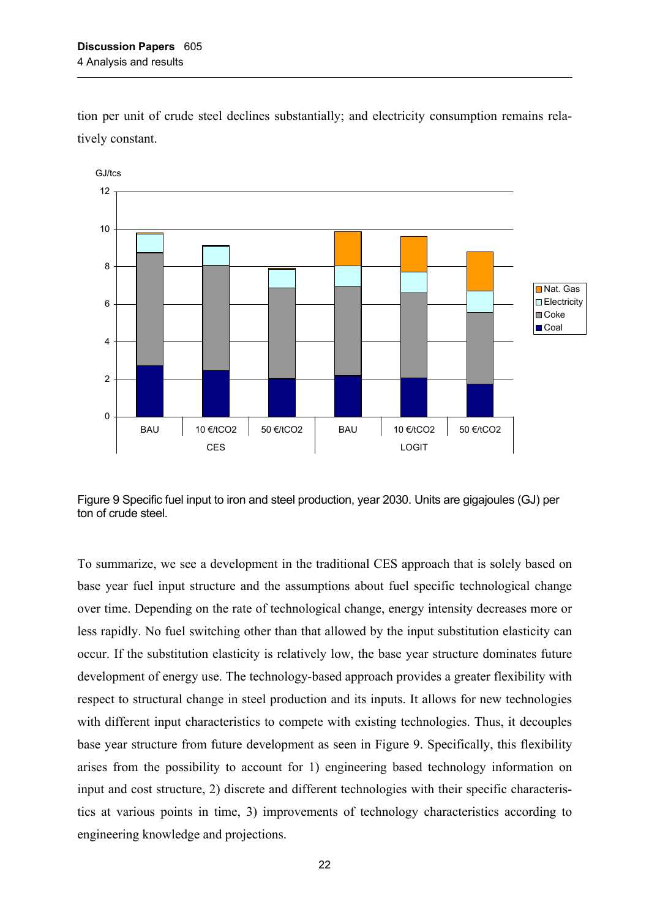tion per unit of crude steel declines substantially; and electricity consumption remains relatively constant.

Figure 9 Specific fuel input to iron and steel production, year 2030. Units are gigajoules (GJ) per ton of crude steel.

To summarize, we see a development in the traditional CES approach that is solely based on base year fuel input structure and the assumptions about fuel specific technological change over time. Depending on the rate of technological change, energy intensity decreases more or less rapidly. No fuel switching other than that allowed by the input substitution elasticity can occur. If the substitution elasticity is relatively low, the base year structure dominates future development of energy use. The technology-based approach provides a greater flexibility with respect to structural change in steel production and its inputs. It allows for new technologies with different input characteristics to compete with existing technologies. Thus, it decouples base year structure from future development as seen in Figure 9. Specifically, this flexibility arises from the possibility to account for 1) engineering based technology information on input and cost structure, 2) discrete and different technologies with their specific characteristics at various points in time, 3) improvements of technology characteristics according to engineering knowledge and projections.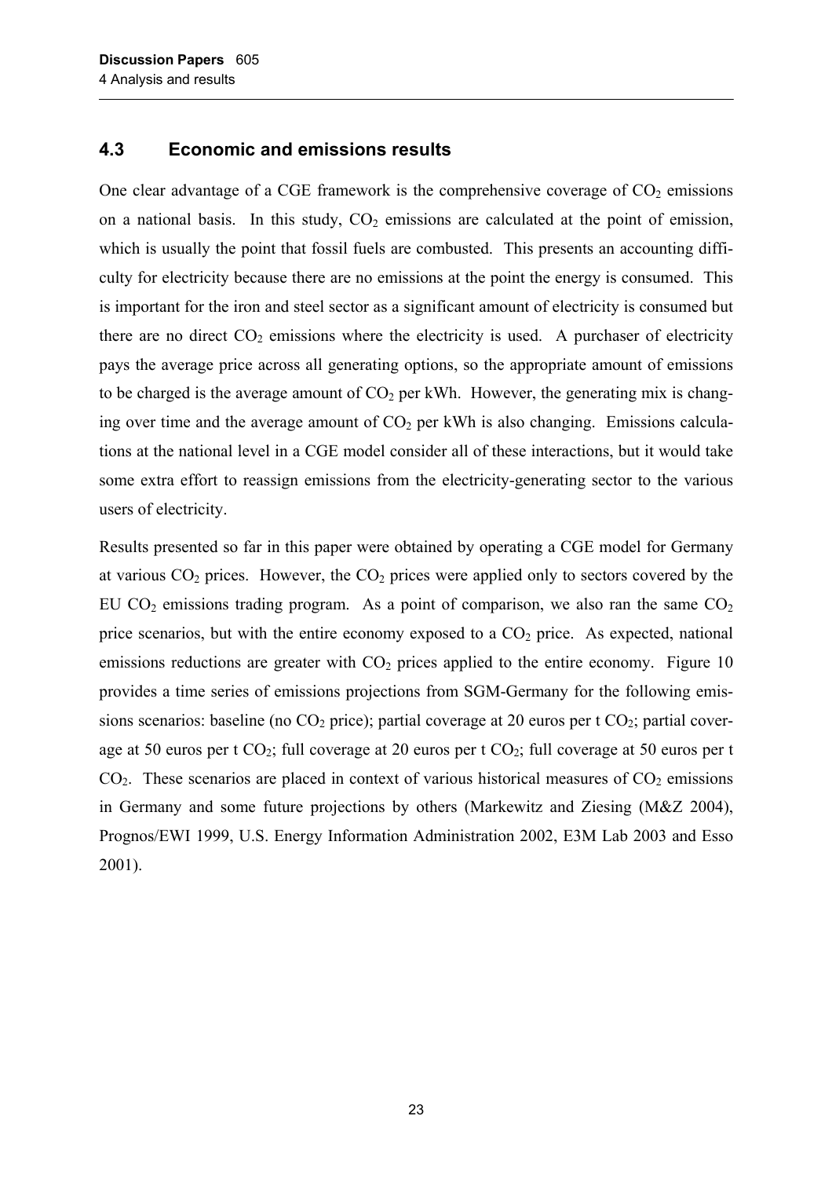## 4.3 Economic and emissions results

One clear advantage of a CGE framework is the comprehensive coverage of $CO_2$ emissions on a national basis. In this study, $CO_2$ emissions are calculated at the point of emission, which is usually the point that fossil fuels are combusted. This presents an accounting difficulty for electricity because there are no emissions at the point the energy is consumed. This is important for the iron and steel sector as a significant amount of electricity is consumed but there are no direct $CO_2$ emissions where the electricity is used. A purchaser of electricity pays the average price across all generating options, so the appropriate amount of emissions to be charged is the average amount of $CO_2$ per kWh. However, the generating mix is changing over time and the average amount of $CO_2$ per kWh is also changing. Emissions calculations at the national level in a CGE model consider all of these interactions, but it would take some extra effort to reassign emissions from the electricity-generating sector to the various users of electricity.

Results presented so far in this paper were obtained by operating a CGE model for Germany at various $CO_2$ prices. However, the $CO_2$ prices were applied only to sectors covered by the EU $CO_2$ emissions trading program. As a point of comparison, we also ran the same $CO_2$ price scenarios, but with the entire economy exposed to a $CO_2$ price. As expected, national emissions reductions are greater with $CO_2$ prices applied to the entire economy. Figure 10 provides a time series of emissions projections from SGM-Germany for the following emissions scenarios: baseline (no $CO_2$ price); partial coverage at 20 euros per t $CO_2$; partial coverage at 50 euros per t $CO_2$; full coverage at 20 euros per t $CO_2$; full coverage at 50 euros per t $CO_2$. These scenarios are placed in context of various historical measures of $CO_2$ emissions in Germany and some future projections by others (Markewitz and Ziesing (M&Z 2004), Prognos/EWI 1999, U.S. Energy Information Administration 2002, E3M Lab 2003 and Esso 2001).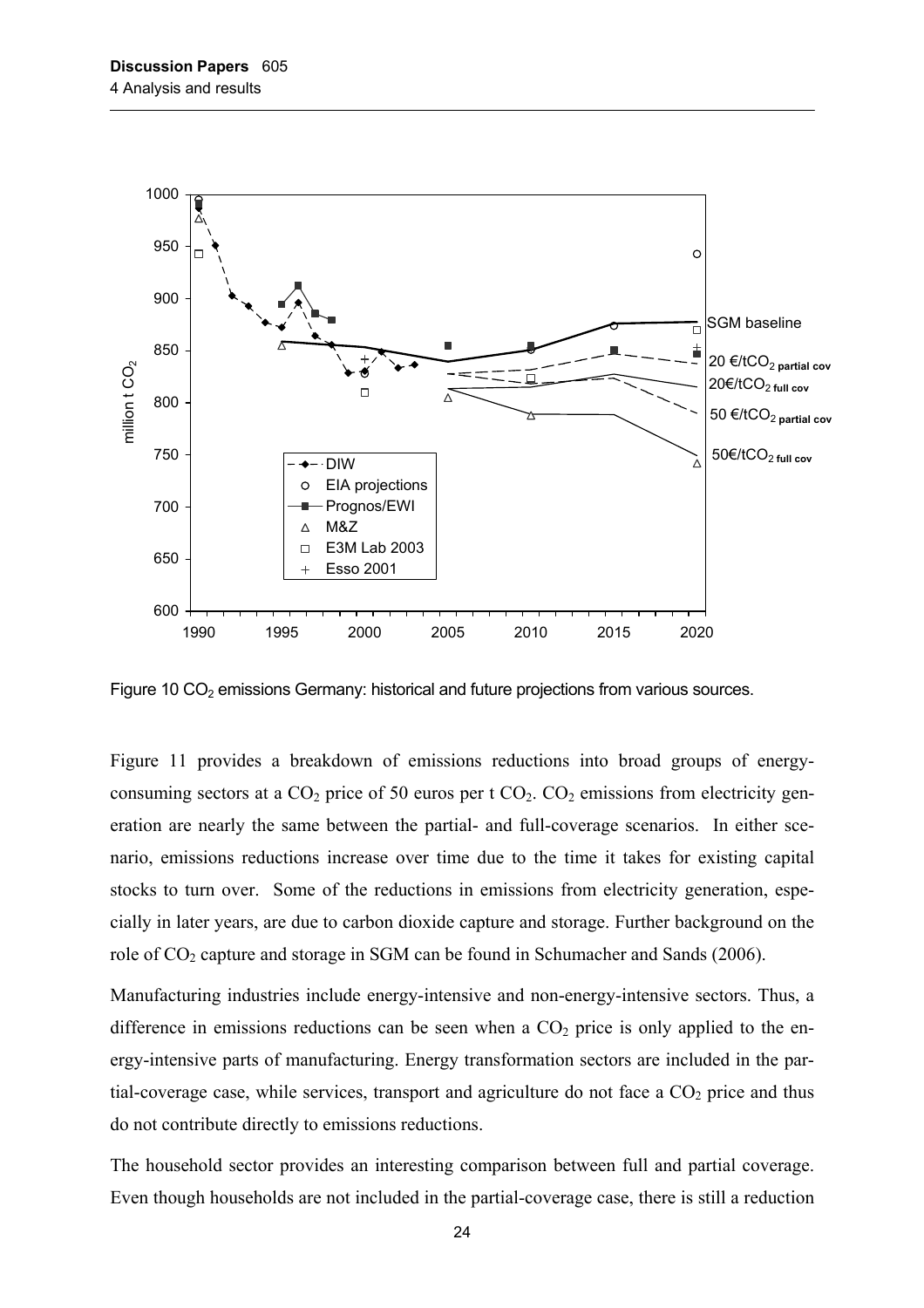Figure 10 $CO_2$ emissions Germany: historical and future projections from various sources.

Figure 11 provides a breakdown of emissions reductions into broad groups of energy-consuming sectors at a $CO_2$ price of 50 euros per t $CO_2$. $CO_2$ emissions from electricity generation are nearly the same between the partial- and full-coverage scenarios. In either scenario, emissions reductions increase over time due to the time it takes for existing capital stocks to turn over. Some of the reductions in emissions from electricity generation, especially in later years, are due to carbon dioxide capture and storage. Further background on the role of $CO_2$ capture and storage in SGM can be found in Schumacher and Sands (2006).

Manufacturing industries include energy-intensive and non-energy-intensive sectors. Thus, a difference in emissions reductions can be seen when a $CO_2$ price is only applied to the energy-intensive parts of manufacturing. Energy transformation sectors are included in the partial-coverage case, while services, transport and agriculture do not face a $CO_2$ price and thus do not contribute directly to emissions reductions.

The household sector provides an interesting comparison between full and partial coverage. Even though households are not included in the partial-coverage case, there is still a reduction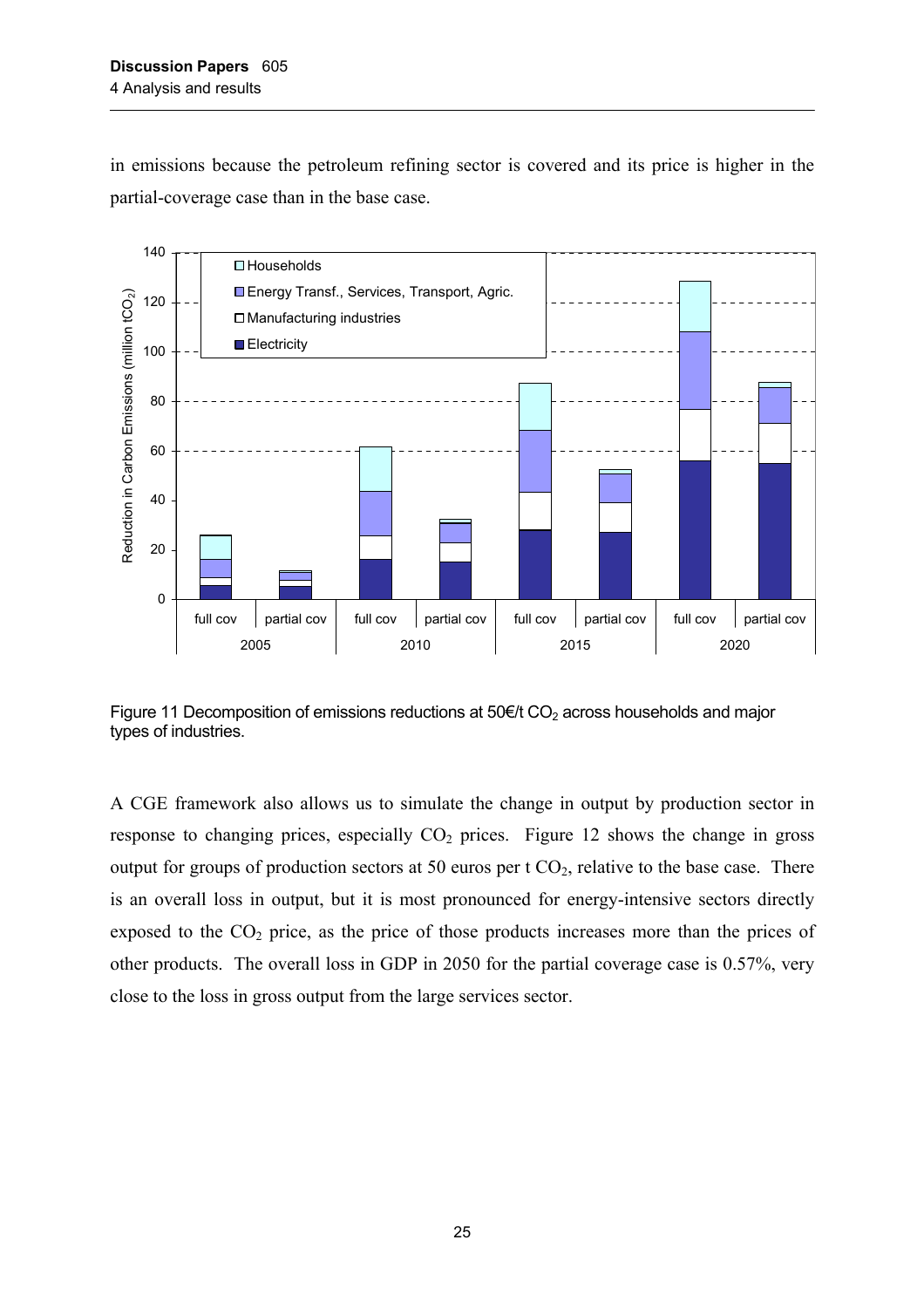in emissions because the petroleum refining sector is covered and its price is higher in the partial-coverage case than in the base case.

Figure 11 Decomposition of emissions reductions at 50€/t $CO_2$ across households and major types of industries.

A CGE framework also allows us to simulate the change in output by production sector in response to changing prices, especially $CO_2$ prices. Figure 12 shows the change in gross output for groups of production sectors at 50 euros per t $CO_2$, relative to the base case. There is an overall loss in output, but it is most pronounced for energy-intensive sectors directly exposed to the $CO_2$ price, as the price of those products increases more than the prices of other products. The overall loss in GDP in 2050 for the partial coverage case is 0.57%, very close to the loss in gross output from the large services sector.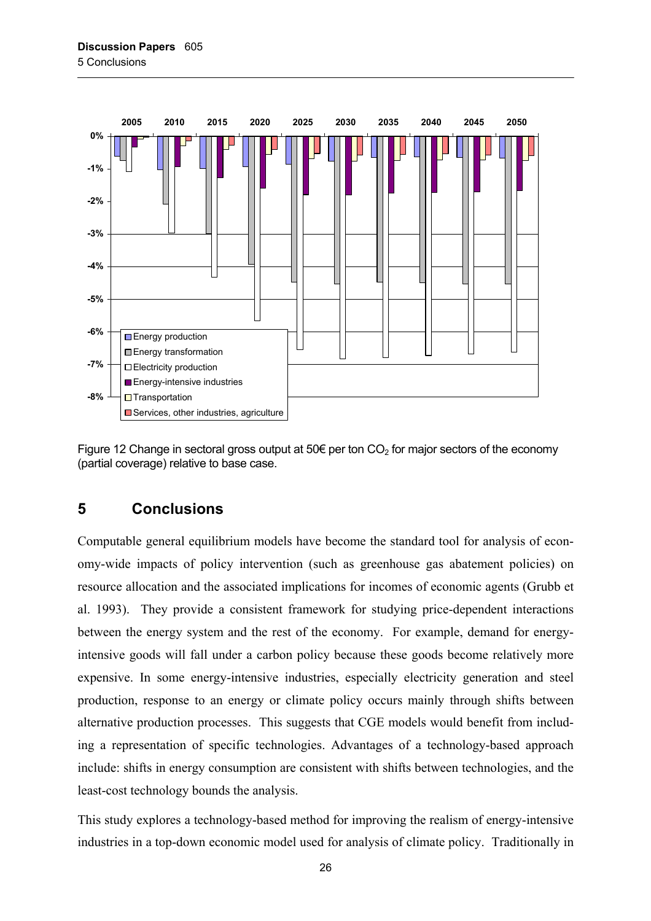Figure 12 Change in sectoral gross output at 50€ per ton $CO_2$ for major sectors of the economy (partial coverage) relative to base case.

## 5 Conclusions

Computable general equilibrium models have become the standard tool for analysis of economy-wide impacts of policy intervention (such as greenhouse gas abatement policies) on resource allocation and the associated implications for incomes of economic agents (Grubb et al. 1993). They provide a consistent framework for studying price-dependent interactions between the energy system and the rest of the economy. For example, demand for energy-intensive goods will fall under a carbon policy because these goods become relatively more expensive. In some energy-intensive industries, especially electricity generation and steel production, response to an energy or climate policy occurs mainly through shifts between alternative production processes. This suggests that CGE models would benefit from including a representation of specific technologies. Advantages of a technology-based approach include: shifts in energy consumption are consistent with shifts between technologies, and the least-cost technology bounds the analysis.

This study explores a technology-based method for improving the realism of energy-intensive industries in a top-down economic model used for analysis of climate policy. Traditionally in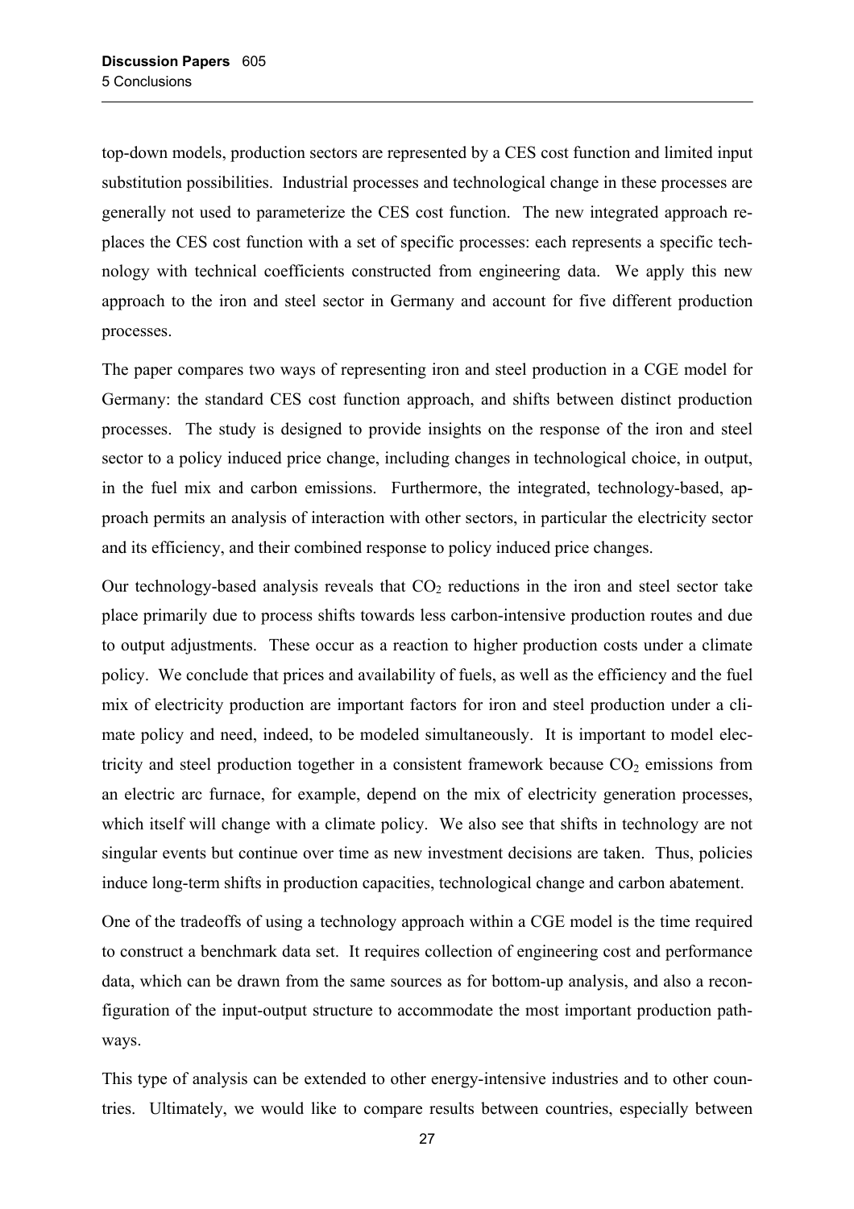top-down models, production sectors are represented by a CES cost function and limited input substitution possibilities. Industrial processes and technological change in these processes are generally not used to parameterize the CES cost function. The new integrated approach replaces the CES cost function with a set of specific processes: each represents a specific technology with technical coefficients constructed from engineering data. We apply this new approach to the iron and steel sector in Germany and account for five different production processes.

The paper compares two ways of representing iron and steel production in a CGE model for Germany: the standard CES cost function approach, and shifts between distinct production processes. The study is designed to provide insights on the response of the iron and steel sector to a policy induced price change, including changes in technological choice, in output, in the fuel mix and carbon emissions. Furthermore, the integrated, technology-based, approach permits an analysis of interaction with other sectors, in particular the electricity sector and its efficiency, and their combined response to policy induced price changes.

Our technology-based analysis reveals that $CO_2$ reductions in the iron and steel sector take place primarily due to process shifts towards less carbon-intensive production routes and due to output adjustments. These occur as a reaction to higher production costs under a climate policy. We conclude that prices and availability of fuels, as well as the efficiency and the fuel mix of electricity production are important factors for iron and steel production under a climate policy and need, indeed, to be modeled simultaneously. It is important to model electricity and steel production together in a consistent framework because $CO_2$ emissions from an electric arc furnace, for example, depend on the mix of electricity generation processes, which itself will change with a climate policy. We also see that shifts in technology are not singular events but continue over time as new investment decisions are taken. Thus, policies induce long-term shifts in production capacities, technological change and carbon abatement.

One of the tradeoffs of using a technology approach within a CGE model is the time required to construct a benchmark data set. It requires collection of engineering cost and performance data, which can be drawn from the same sources as for bottom-up analysis, and also a reconfiguration of the input-output structure to accommodate the most important production pathways.

This type of analysis can be extended to other energy-intensive industries and to other countries. Ultimately, we would like to compare results between countries, especially between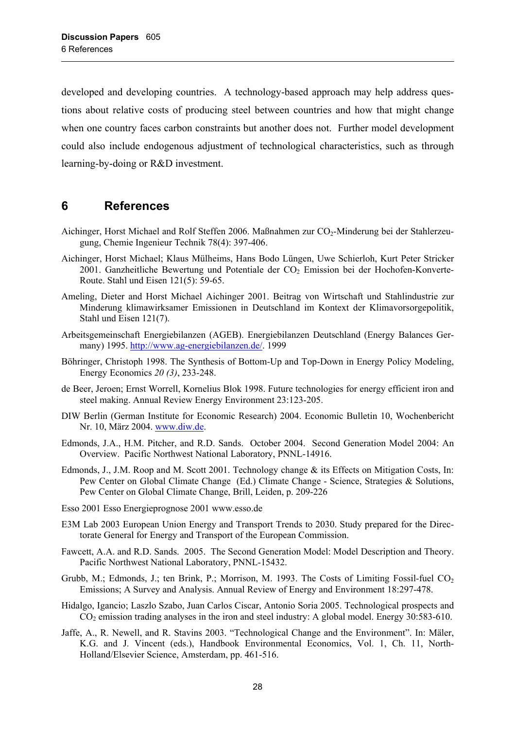developed and developing countries. A technology-based approach may help address questions about relative costs of producing steel between countries and how that might change when one country faces carbon constraints but another does not. Further model development could also include endogenous adjustment of technological characteristics, such as through learning-by-doing or R&D investment.

## 6 References

Aichinger, Horst Michael and Rolf Steffen 2006. Maßnahmen zur $CO_2$-Minderung bei der Stahlerzeugung, Chemie Ingenieur Technik 78(4): 397-406.

Aichinger, Horst Michael; Klaus Mülheims, Hans Bodo Lüngen, Uwe Schierloh, Kurt Peter Stricker 2001. Ganzheitliche Bewertung und Potentiale der $CO_2$ Emission bei der Hochofen-Konverte-Route. Stahl und Eisen 121(5): 59-65.

Ameling, Dieter and Horst Michael Aichinger 2001. Beitrag von Wirtschaft und Stahlindustrie zur Minderung klimawirksamer Emissionen in Deutschland im Kontext der Klimavorsorgepolitik, Stahl und Eisen 121(7).

Arbeitsgemeinschaft Energiebilanzen (AGEB). Energiebilanzen Deutschland (Energy Balances Germany) 1995. http://www.ag-energiebilanzen.de/. 1999

Böhringer, Christoph 1998. The Synthesis of Bottom-Up and Top-Down in Energy Policy Modeling, Energy Economics *20 (3)*, 233-248.

de Beer, Jeroen; Ernst Worrell, Kornelius Blok 1998. Future technologies for energy efficient iron and steel making. Annual Review Energy Environment 23:123-205.

DIW Berlin (German Institute for Economic Research) 2004. Economic Bulletin 10, Wochenbericht Nr. 10, März 2004. www.diw.de.

Edmonds, J.A., H.M. Pitcher, and R.D. Sands. October 2004. Second Generation Model 2004: An Overview. Pacific Northwest National Laboratory, PNNL-14916.

Edmonds, J., J.M. Roop and M. Scott 2001. Technology change & its Effects on Mitigation Costs, In: Pew Center on Global Climate Change (Ed.) Climate Change - Science, Strategies & Solutions, Pew Center on Global Climate Change, Brill, Leiden, p. 209-226

Esso 2001 Esso Energieprognose 2001 www.esso.de

E3M Lab 2003 European Union Energy and Transport Trends to 2030. Study prepared for the Directorate General for Energy and Transport of the European Commission.

Fawcett, A.A. and R.D. Sands. 2005. The Second Generation Model: Model Description and Theory. Pacific Northwest National Laboratory, PNNL-15432.

Grubb, M.; Edmonds, J.; ten Brink, P.; Morrison, M. 1993. The Costs of Limiting Fossil-fuel $CO_2$ Emissions; A Survey and Analysis. Annual Review of Energy and Environment 18:297-478.

Hidalgo, Igancio; Laszlo Szabo, Juan Carlos Ciscar, Antonio Soria 2005. Technological prospects and $CO_2$ emission trading analyses in the iron and steel industry: A global model. Energy 30:583-610.

Jaffe, A., R. Newell, and R. Stavins 2003. "Technological Change and the Environment". In: Mäler, K.G. and J. Vincent (eds.), Handbook Environmental Economics, Vol. 1, Ch. 11, North-Holland/Elsevier Science, Amsterdam, pp. 461-516.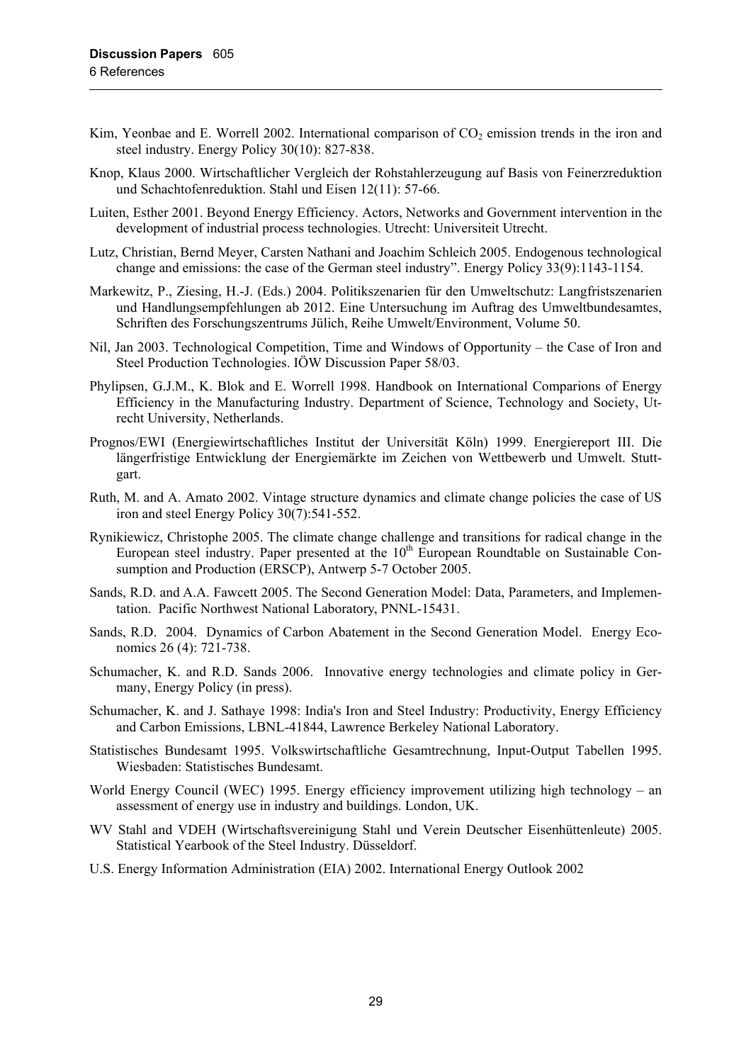Kim, Yeonbae and E. Worrell 2002. International comparison of $CO_2$ emission trends in the iron and steel industry. Energy Policy 30(10): 827-838.

Knop, Klaus 2000. Wirtschaftlicher Vergleich der Rohstahlerzeugung auf Basis von Feinerzreduktion und Schachtofenreduktion. Stahl und Eisen 12(11): 57-66.

Luiten, Esther 2001. Beyond Energy Efficiency. Actors, Networks and Government intervention in the development of industrial process technologies. Utrecht: Universiteit Utrecht.

Lutz, Christian, Bernd Meyer, Carsten Nathani and Joachim Schleich 2005. Endogenous technological change and emissions: the case of the German steel industry". Energy Policy 33(9):1143-1154.

Markewitz, P., Ziesing, H.-J. (Eds.) 2004. Politikszenarien für den Umweltschutz: Langfristszenarien und Handlungsempfehlungen ab 2012. Eine Untersuchung im Auftrag des Umweltbundesamtes, Schriften des Forschungszentrums Jülich, Reihe Umwelt/Environment, Volume 50.

Nil, Jan 2003. Technological Competition, Time and Windows of Opportunity – the Case of Iron and Steel Production Technologies. IÖW Discussion Paper 58/03.

Phylipsen, G.J.M., K. Blok and E. Worrell 1998. Handbook on International Comparions of Energy Efficiency in the Manufacturing Industry. Department of Science, Technology and Society, Utrecht University, Netherlands.

Prognos/EWI (Energiewirtschaftliches Institut der Universität Köln) 1999. Energiereport III. Die längerfristige Entwicklung der Energiemärkte im Zeichen von Wettbewerb und Umwelt. Stuttgart.

Ruth, M. and A. Amato 2002. Vintage structure dynamics and climate change policies the case of US iron and steel Energy Policy 30(7):541-552.

Rynikiewicz, Christophe 2005. The climate change challenge and transitions for radical change in the European steel industry. Paper presented at the 10th European Roundtable on Sustainable Consumption and Production (ERSCP), Antwerp 5-7 October 2005.

Sands, R.D. and A.A. Fawcett 2005. The Second Generation Model: Data, Parameters, and Implementation. Pacific Northwest National Laboratory, PNNL-15431.

Sands, R.D. 2004. Dynamics of Carbon Abatement in the Second Generation Model. Energy Economics 26 (4): 721-738.

Schumacher, K. and R.D. Sands 2006. Innovative energy technologies and climate policy in Germany, Energy Policy (in press).

Schumacher, K. and J. Sathaye 1998: India's Iron and Steel Industry: Productivity, Energy Efficiency and Carbon Emissions, LBNL-41844, Lawrence Berkeley National Laboratory.

Statistisches Bundesamt 1995. Volkswirtschaftliche Gesamtrechnung, Input-Output Tabellen 1995. Wiesbaden: Statistisches Bundesamt.

World Energy Council (WEC) 1995. Energy efficiency improvement utilizing high technology – an assessment of energy use in industry and buildings. London, UK.

WV Stahl and VDEH (Wirtschaftsvereinigung Stahl und Verein Deutscher Eisenhüttenleute) 2005. Statistical Yearbook of the Steel Industry. Düsseldorf.

U.S. Energy Information Administration (EIA) 2002. International Energy Outlook 2002